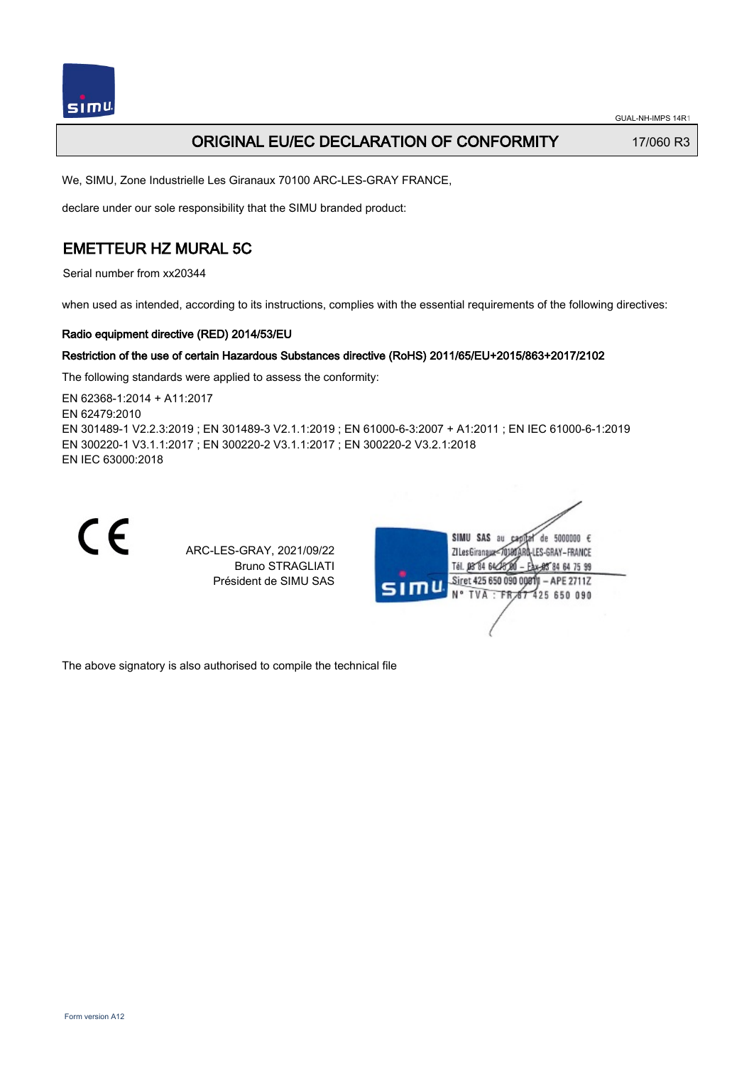# ORIGINAL EU/EC DECLARATION OF CONFORMITY

17/060 R3

We, SIMU, Zone Industrielle Les Giranaux 70100 ARC-LES-GRAY FRANCE,

declare under our sole responsibility that the SIMU branded product:

## EMETTEUR HZ MURAL 5C

Serial number from xx20344

when used as intended, according to its instructions, complies with the essential requirements of the following directives:

**Radio equipment directive (RED) 2014/53/EU**

**Restriction of the use of certain Hazardous Substances directive (RoHS) 2011/65/EU+2015/863+2017/2102**

The following standards were applied to assess the conformity:

EN 62368-1:2014 + A11:2017
EN 62479:2010
EN 301489-1 V2.2.3:2019 ; EN 301489-3 V2.1.1:2019 ; EN 61000-6-3:2007 + A1:2011 ; EN IEC 61000-6-1:2019
EN 300220-1 V3.1.1:2017 ; EN 300220-2 V3.1.1:2017 ; EN 300220-2 V3.2.1:2018
EN IEC 63000:2018

CE

ARC-LES-GRAY, 2021/09/22
Bruno STRAGLIATI
Président de SIMU SAS

SIMU SAS au capital de 5000000 €
ZI Les Giranaux 70100 ARC-LES-GRAY – FRANCE
Tél. 03 84 64 75 00 – Fax 03 84 64 75 99
Siret 425 650 090 00811 – APE 2711Z
N° TVA : FR 87 425 650 090

The above signatory is also authorised to compile the technical file

Form version A12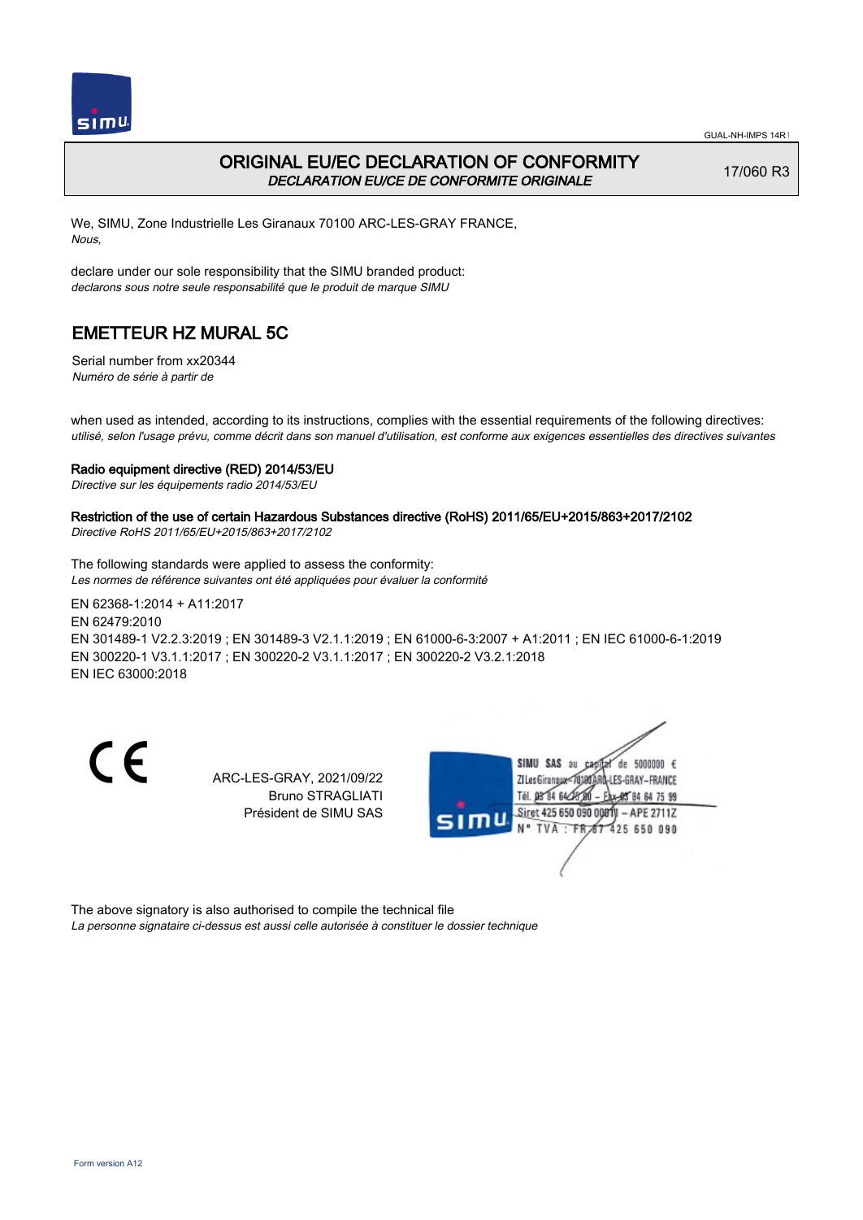GUAL-NH-IMPS 14R1

# ORIGINAL EU/EC DECLARATION OF CONFORMITY

*DECLARATION EU/CE DE CONFORMITE ORIGINALE*

17/060 R3

We, SIMU, Zone Industrielle Les Giranaux 70100 ARC-LES-GRAY FRANCE,
*Nous,*

declare under our sole responsibility that the SIMU branded product:
*declarons sous notre seule responsabilité que le produit de marque SIMU*

## EMETTEUR HZ MURAL 5C

Serial number from xx20344
*Numéro de série à partir de*

when used as intended, according to its instructions, complies with the essential requirements of the following directives:
*utilisé, selon l'usage prévu, comme décrit dans son manuel d'utilisation, est conforme aux exigences essentielles des directives suivantes*

**Radio equipment directive (RED) 2014/53/EU**
*Directive sur les équipements radio 2014/53/EU*

**Restriction of the use of certain Hazardous Substances directive (RoHS) 2011/65/EU+2015/863+2017/2102**
*Directive RoHS 2011/65/EU+2015/863+2017/2102*

The following standards were applied to assess the conformity:
*Les normes de référence suivantes ont été appliquées pour évaluer la conformité*

EN 62368-1:2014 + A11:2017
EN 62479:2010
EN 301489-1 V2.2.3:2019 ; EN 301489-3 V2.1.1:2019 ; EN 61000-6-3:2007 + A1:2011 ; EN IEC 61000-6-1:2019
EN 300220-1 V3.1.1:2017 ; EN 300220-2 V3.1.1:2017 ; EN 300220-2 V3.2.1:2018
EN IEC 63000:2018

CE

ARC-LES-GRAY, 2021/09/22
Bruno STRAGLIATI
Président de SIMU SAS

SIMU SAS au capital de 5000000 €
ZI Les Giranaux 70100 ARC-LES-GRAY-FRANCE
Tél. 03 84 64 75 00 – Fax 03 84 64 75 99
Siret 425 650 090 00011 – APE 2711Z
N° TVA : FR 87 425 650 090

The above signatory is also authorised to compile the technical file
*La personne signataire ci-dessus est aussi celle autorisée à constituer le dossier technique*

Form version A12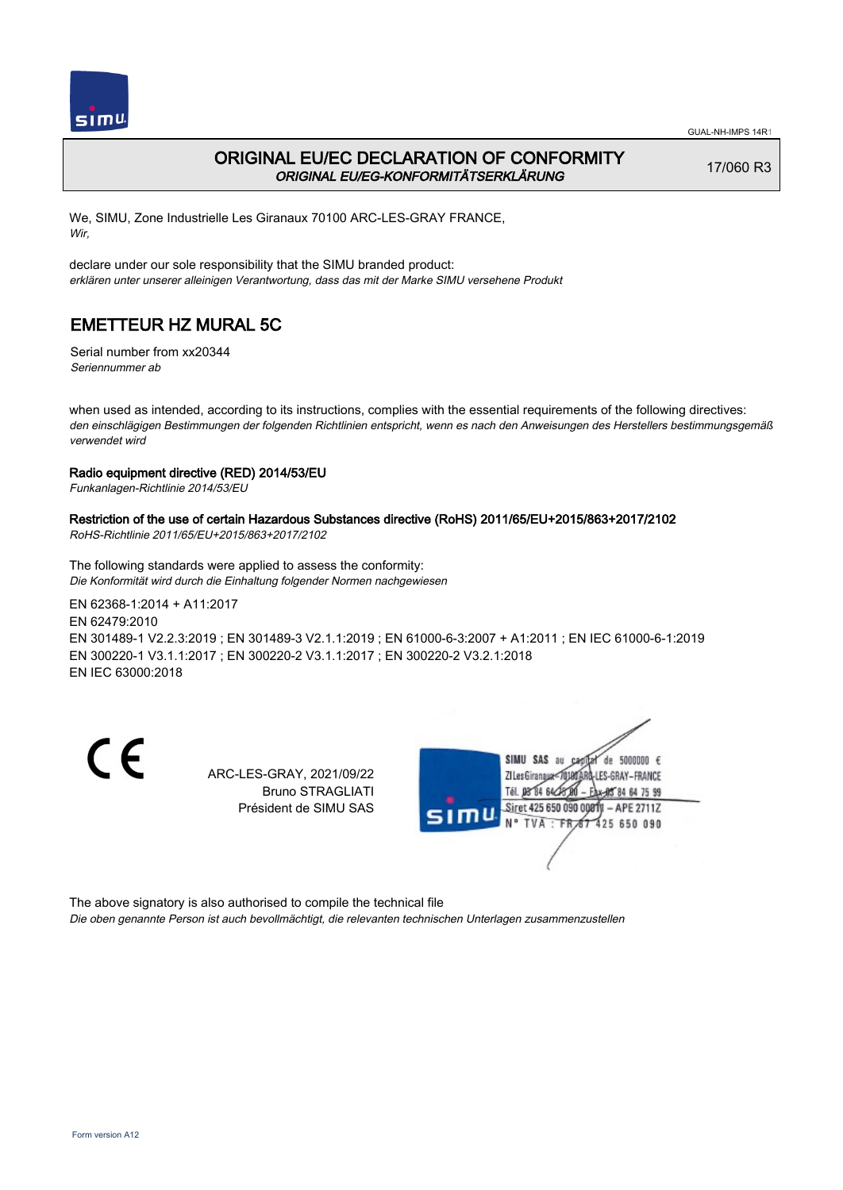# ORIGINAL EU/EC DECLARATION OF CONFORMITY

*ORIGINAL EU/EG-KONFORMITÄTSERKLÄRUNG*

17/060 R3

We, SIMU, Zone Industrielle Les Giranaux 70100 ARC-LES-GRAY FRANCE,
*Wir,*

declare under our sole responsibility that the SIMU branded product:
*erklären unter unserer alleinigen Verantwortung, dass das mit der Marke SIMU versehene Produkt*

## EMETTEUR HZ MURAL 5C

Serial number from xx20344
*Seriennummer ab*

when used as intended, according to its instructions, complies with the essential requirements of the following directives:
*den einschlägigen Bestimmungen der folgenden Richtlinien entspricht, wenn es nach den Anweisungen des Herstellers bestimmungsgemäß verwendet wird*

**Radio equipment directive (RED) 2014/53/EU**
*Funkanlagen-Richtlinie 2014/53/EU*

**Restriction of the use of certain Hazardous Substances directive (RoHS) 2011/65/EU+2015/863+2017/2102**
*RoHS-Richtlinie 2011/65/EU+2015/863+2017/2102*

The following standards were applied to assess the conformity:
*Die Konformität wird durch die Einhaltung folgender Normen nachgewiesen*

EN 62368-1:2014 + A11:2017
EN 62479:2010
EN 301489-1 V2.2.3:2019 ; EN 301489-3 V2.1.1:2019 ; EN 61000-6-3:2007 + A1:2011 ; EN IEC 61000-6-1:2019
EN 300220-1 V3.1.1:2017 ; EN 300220-2 V3.1.1:2017 ; EN 300220-2 V3.2.1:2018
EN IEC 63000:2018

ARC-LES-GRAY, 2021/09/22
Bruno STRAGLIATI
Président de SIMU SAS

SIMU SAS au capital de 5000000 €
ZI Les Giranaux 70100 ARC-LES-GRAY-FRANCE
Tél. 03 84 64 75 00 – Fax 03 84 64 75 99
Siret 425 650 090 00011 – APE 2711Z
N° TVA : FR 87 425 650 090

The above signatory is also authorised to compile the technical file
*Die oben genannte Person ist auch bevollmächtigt, die relevanten technischen Unterlagen zusammenzustellen*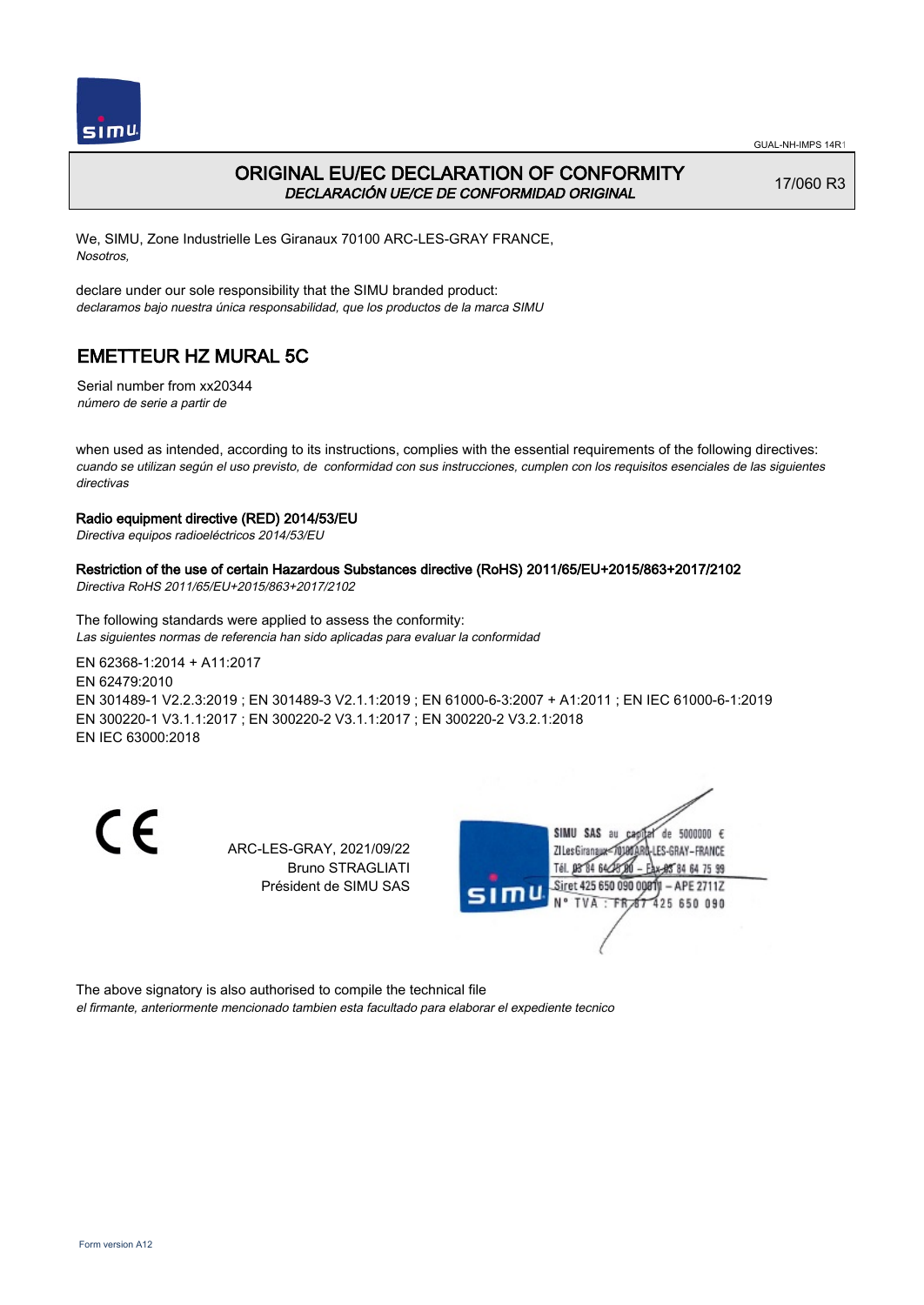GUAL-NH-IMPS 14R1

# ORIGINAL EU/EC DECLARATION OF CONFORMITY

*DECLARACIÓN UE/CE DE CONFORMIDAD ORIGINAL*

17/060 R3

We, SIMU, Zone Industrielle Les Giranaux 70100 ARC-LES-GRAY FRANCE,
*Nosotros,*

declare under our sole responsibility that the SIMU branded product:
*declaramos bajo nuestra única responsabilidad, que los productos de la marca SIMU*

## EMETTEUR HZ MURAL 5C

Serial number from xx20344
*número de serie a partir de*

when used as intended, according to its instructions, complies with the essential requirements of the following directives:
*cuando se utilizan según el uso previsto, de conformidad con sus instrucciones, cumplen con los requisitos esenciales de las siguientes directivas*

**Radio equipment directive (RED) 2014/53/EU**
*Directiva equipos radioeléctricos 2014/53/EU*

**Restriction of the use of certain Hazardous Substances directive (RoHS) 2011/65/EU+2015/863+2017/2102**
*Directiva RoHS 2011/65/EU+2015/863+2017/2102*

The following standards were applied to assess the conformity:
*Las siguientes normas de referencia han sido aplicadas para evaluar la conformidad*

EN 62368-1:2014 + A11:2017
EN 62479:2010
EN 301489-1 V2.2.3:2019 ; EN 301489-3 V2.1.1:2019 ; EN 61000-6-3:2007 + A1:2011 ; EN IEC 61000-6-1:2019
EN 300220-1 V3.1.1:2017 ; EN 300220-2 V3.1.1:2017 ; EN 300220-2 V3.2.1:2018
EN IEC 63000:2018

ARC-LES-GRAY, 2021/09/22
Bruno STRAGLIATI
Président de SIMU SAS

SIMU SAS au capital de 5000000 €
ZI Les Giranaux 70100 ARC-LES-GRAY – FRANCE
Tél. 03 84 64 75 00 – Fax 03 84 64 75 99
Siret 425 650 090 00011 – APE 2711Z
N° TVA : FR 87 425 650 090

The above signatory is also authorised to compile the technical file
*el firmante, anteriormente mencionado tambien esta facultado para elaborar el expediente tecnico*

Form version A12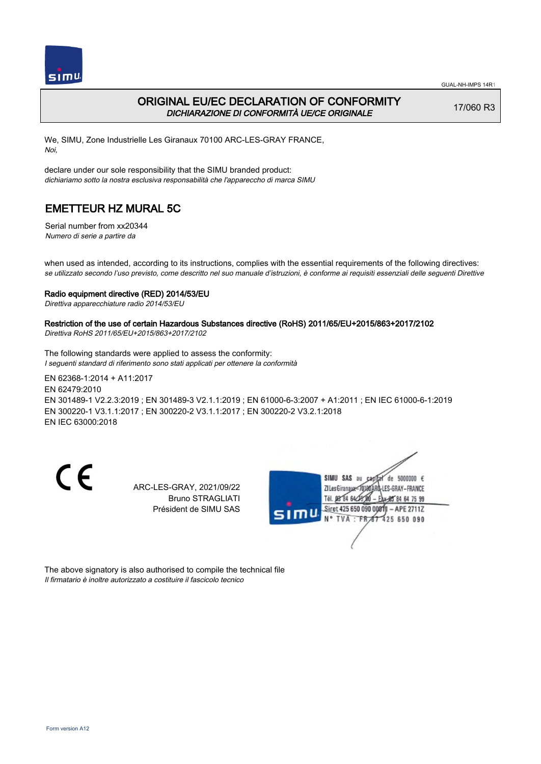# ORIGINAL EU/EC DECLARATION OF CONFORMITY
*DICHIARAZIONE DI CONFORMITÀ UE/CE ORIGINALE*

17/060 R3

We, SIMU, Zone Industrielle Les Giranaux 70100 ARC-LES-GRAY FRANCE,
*Noi,*

declare under our sole responsibility that the SIMU branded product:
*dichiariamo sotto la nostra esclusiva responsabilità che l'apparecchio di marca SIMU*

## EMETTEUR HZ MURAL 5C

Serial number from xx20344
*Numero di serie a partire da*

when used as intended, according to its instructions, complies with the essential requirements of the following directives:
*se utilizzato secondo l'uso previsto, come descritto nel suo manuale d'istruzioni, è conforme ai requisiti essenziali delle seguenti Direttive*

**Radio equipment directive (RED) 2014/53/EU**
*Direttiva apparecchiature radio 2014/53/EU*

**Restriction of the use of certain Hazardous Substances directive (RoHS) 2011/65/EU+2015/863+2017/2102**
*Direttiva RoHS 2011/65/EU+2015/863+2017/2102*

The following standards were applied to assess the conformity:
*I seguenti standard di riferimento sono stati applicati per ottenere la conformità*

EN 62368-1:2014 + A11:2017
EN 62479:2010
EN 301489-1 V2.2.3:2019 ; EN 301489-3 V2.1.1:2019 ; EN 61000-6-3:2007 + A1:2011 ; EN IEC 61000-6-1:2019
EN 300220-1 V3.1.1:2017 ; EN 300220-2 V3.1.1:2017 ; EN 300220-2 V3.2.1:2018
EN IEC 63000:2018

ARC-LES-GRAY, 2021/09/22
Bruno STRAGLIATI
Président de SIMU SAS

SIMU SAS au capital de 5000000 €
ZI Les Giranaux 70100 ARC-LES-GRAY-FRANCE
Tél. 03 84 64 75 00 – Fax 03 84 64 75 99
Siret 425 650 090 00011 – APE 2711Z
N° TVA : FR 87 425 650 090

The above signatory is also authorised to compile the technical file
*Il firmatario è inoltre autorizzato a costituire il fascicolo tecnico*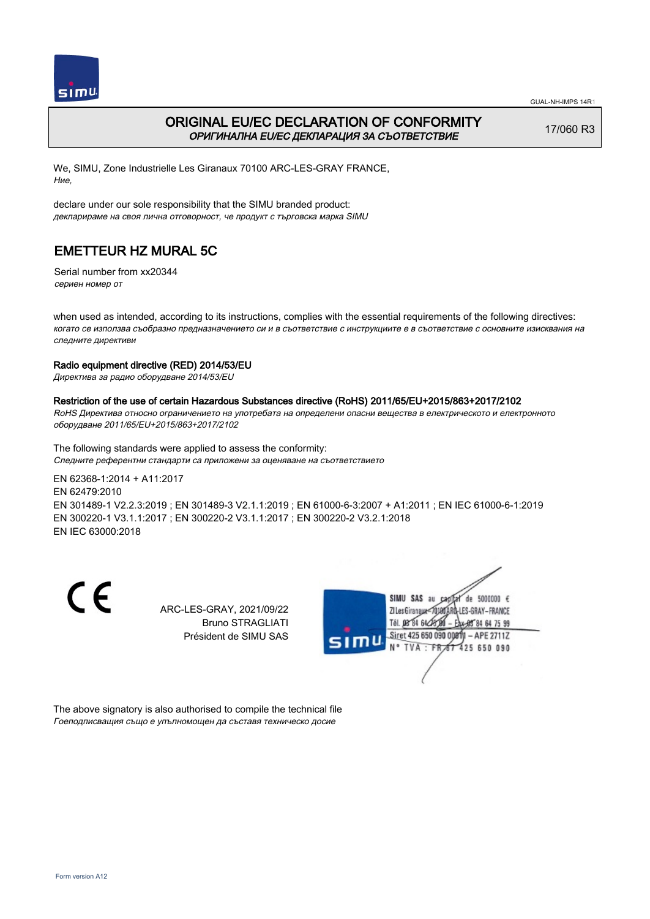# ORIGINAL EU/EC DECLARATION OF CONFORMITY

*ОРИГИНАЛНА EU/EC ДЕКЛАРАЦИЯ ЗА СЪОТВЕТСТВИЕ*

17/060 R3

We, SIMU, Zone Industrielle Les Giranaux 70100 ARC-LES-GRAY FRANCE,
*Ние,*

declare under our sole responsibility that the SIMU branded product:
*декларираме на своя лична отговорност, че продукт с търговска марка SIMU*

## EMETTEUR HZ MURAL 5C

Serial number from xx20344
*сериен номер от*

when used as intended, according to its instructions, complies with the essential requirements of the following directives:
*когато се използва съобразно предназначението си и в съответствие с инструкциите е в съответствие с основните изисквания на следните директиви*

**Radio equipment directive (RED) 2014/53/EU**
*Директива за радио оборудване 2014/53/EU*

**Restriction of the use of certain Hazardous Substances directive (RoHS) 2011/65/EU+2015/863+2017/2102**
*RoHS Директива относно ограничението на употребата на определени опасни вещества в електрическото и електронното оборудване 2011/65/EU+2015/863+2017/2102*

The following standards were applied to assess the conformity:
*Следните референтни стандарти са приложени за оценяване на съответствието*

EN 62368-1:2014 + A11:2017
EN 62479:2010
EN 301489-1 V2.2.3:2019 ; EN 301489-3 V2.1.1:2019 ; EN 61000-6-3:2007 + A1:2011 ; EN IEC 61000-6-1:2019
EN 300220-1 V3.1.1:2017 ; EN 300220-2 V3.1.1:2017 ; EN 300220-2 V3.2.1:2018
EN IEC 63000:2018

CE

ARC-LES-GRAY, 2021/09/22
Bruno STRAGLIATI
Président de SIMU SAS

SIMU SAS au capital de 5000000 €
ZI Les Giranaux 70100 ARC-LES-GRAY-FRANCE
Tél. 03 84 64 75 00 – Fax 03 84 64 75 99
Siret 425 650 090 00011 – APE 2711Z
N° TVA : FR 67 425 650 090

The above signatory is also authorised to compile the technical file
*Господписващия също е упълномощен да съставя техническо досие*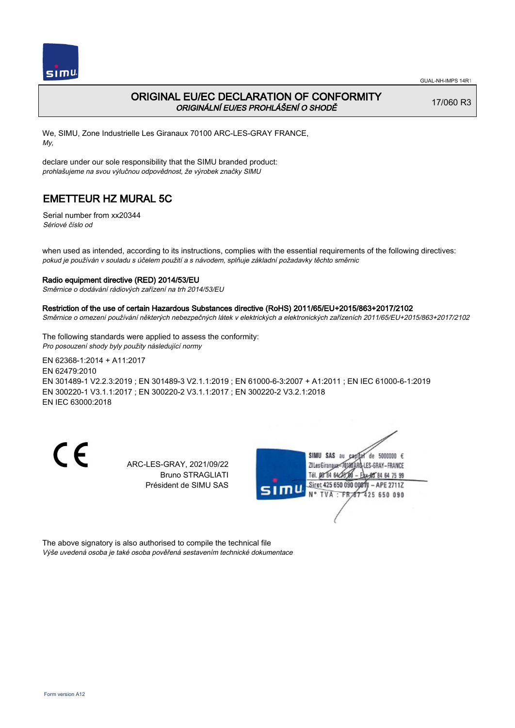# ORIGINAL EU/EC DECLARATION OF CONFORMITY

*ORIGINÁLNÍ EU/ES PROHLÁŠENÍ O SHODĚ*

17/060 R3

We, SIMU, Zone Industrielle Les Giranaux 70100 ARC-LES-GRAY FRANCE,
*My,*

declare under our sole responsibility that the SIMU branded product:
*prohlašujeme na svou výlučnou odpovědnost, že výrobek značky SIMU*

## EMETTEUR HZ MURAL 5C

Serial number from xx20344
*Sériové číslo od*

when used as intended, according to its instructions, complies with the essential requirements of the following directives:
*pokud je používán v souladu s účelem použití a s návodem, splňuje základní požadavky těchto směrnic*

**Radio equipment directive (RED) 2014/53/EU**
*Směrnice o dodávání rádiových zařízení na trh 2014/53/EU*

**Restriction of the use of certain Hazardous Substances directive (RoHS) 2011/65/EU+2015/863+2017/2102**
*Směrnice o omezení používání některých nebezpečných látek v elektrických a elektronických zařízeních 2011/65/EU+2015/863+2017/2102*

The following standards were applied to assess the conformity:
*Pro posouzení shody byly použity následující normy*

EN 62368-1:2014 + A11:2017
EN 62479:2010
EN 301489-1 V2.2.3:2019 ; EN 301489-3 V2.1.1:2019 ; EN 61000-6-3:2007 + A1:2011 ; EN IEC 61000-6-1:2019
EN 300220-1 V3.1.1:2017 ; EN 300220-2 V3.1.1:2017 ; EN 300220-2 V3.2.1:2018
EN IEC 63000:2018

CE

ARC-LES-GRAY, 2021/09/22
Bruno STRAGLIATI
Président de SIMU SAS

SIMU SAS au capital de 5000000 €
ZI Les Giranaux 70100 ARC-LES-GRAY-FRANCE
Tél. 03 84 64 75 00 – Fax 03 84 64 75 99
Siret 425 650 090 00011 – APE 2711Z
N° TVA : FR 87 425 650 090

The above signatory is also authorised to compile the technical file
*Výše uvedená osoba je také osoba pověřená sestavením technické dokumentace*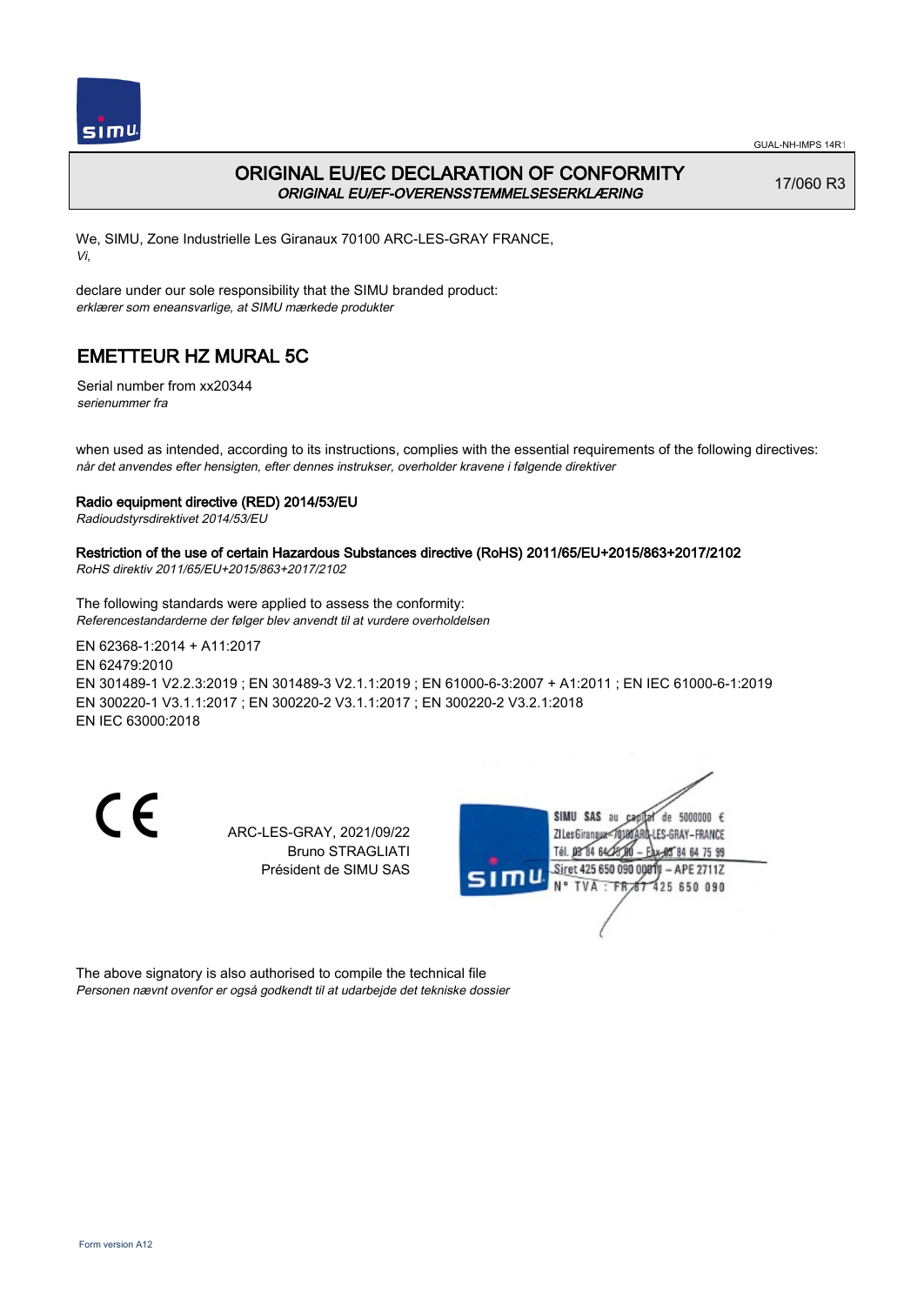# ORIGINAL EU/EC DECLARATION OF CONFORMITY

***ORIGINAL EU/EF-OVERENSSTEMMELSESERKLÆRING***

17/060 R3

We, SIMU, Zone Industrielle Les Giranaux 70100 ARC-LES-GRAY FRANCE,
*Vi,*

declare under our sole responsibility that the SIMU branded product:
*erklærer som eneansvarlige, at SIMU mærkede produkter*

## EMETTEUR HZ MURAL 5C

Serial number from xx20344
*serienummer fra*

when used as intended, according to its instructions, complies with the essential requirements of the following directives:
*når det anvendes efter hensigten, efter dennes instrukser, overholder kravene i følgende direktiver*

**Radio equipment directive (RED) 2014/53/EU**
*Radioudstyrsdirektivet 2014/53/EU*

**Restriction of the use of certain Hazardous Substances directive (RoHS) 2011/65/EU+2015/863+2017/2102**
*RoHS direktiv 2011/65/EU+2015/863+2017/2102*

The following standards were applied to assess the conformity:
*Referencestandarderne der følger blev anvendt til at vurdere overholdelsen*

EN 62368-1:2014 + A11:2017
EN 62479:2010
EN 301489-1 V2.2.3:2019 ; EN 301489-3 V2.1.1:2019 ; EN 61000-6-3:2007 + A1:2011 ; EN IEC 61000-6-1:2019
EN 300220-1 V3.1.1:2017 ; EN 300220-2 V3.1.1:2017 ; EN 300220-2 V3.2.1:2018
EN IEC 63000:2018

CE

ARC-LES-GRAY, 2021/09/22
Bruno STRAGLIATI
Président de SIMU SAS

SIMU SAS au capital de 5000000 €
ZI Les Giranaux 70100 ARC-LES-GRAY-FRANCE
Tél. 03 84 64 75 00 – Fax 03 84 64 75 99
Siret 425 650 090 00011 – APE 2711Z
N° TVA : FR 87 425 650 090

The above signatory is also authorised to compile the technical file
*Personen nævnt ovenfor er også godkendt til at udarbejde det tekniske dossier*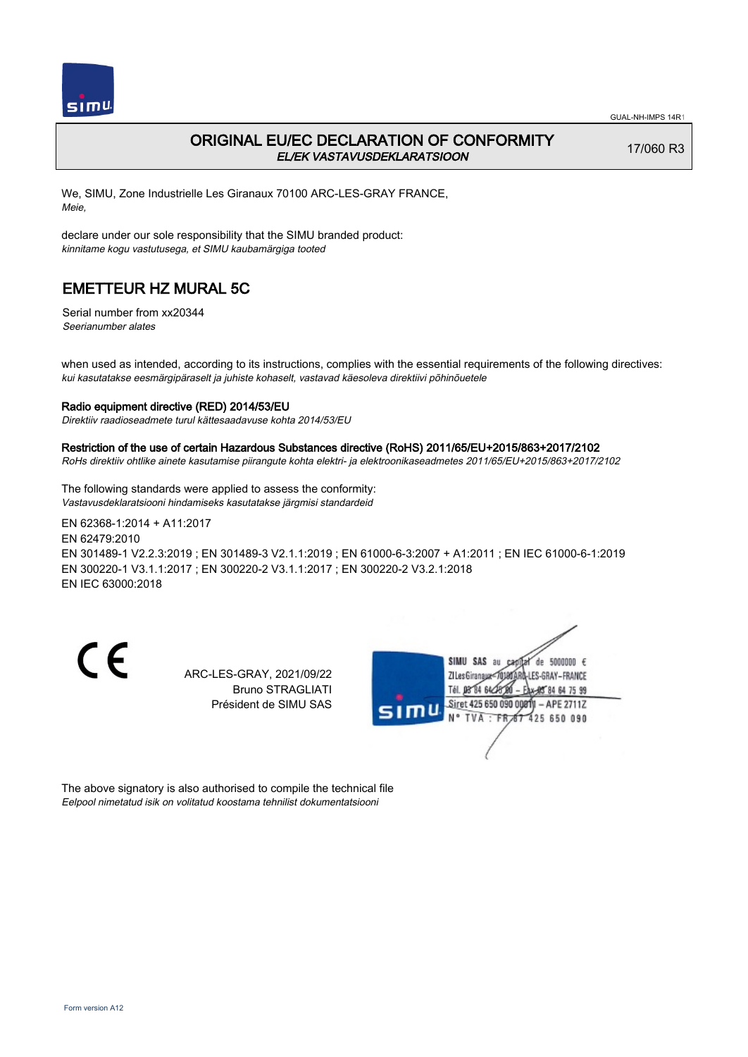GUAL-NH-IMPS 14R1

# ORIGINAL EU/EC DECLARATION OF CONFORMITY
*EL/EK VASTAVUSDEKLARATSIOON*

17/060 R3

We, SIMU, Zone Industrielle Les Giranaux 70100 ARC-LES-GRAY FRANCE,
*Meie,*

declare under our sole responsibility that the SIMU branded product:
*kinnitame kogu vastutusega, et SIMU kaubamärgiga tooted*

## EMETTEUR HZ MURAL 5C

Serial number from xx20344
*Seerianumber alates*

when used as intended, according to its instructions, complies with the essential requirements of the following directives:
*kui kasutatakse eesmärgipäraselt ja juhiste kohaselt, vastavad käesoleva direktiivi põhinõuetele*

**Radio equipment directive (RED) 2014/53/EU**
*Direktiiv raadioseadmete turul kättesaadavuse kohta 2014/53/EU*

**Restriction of the use of certain Hazardous Substances directive (RoHS) 2011/65/EU+2015/863+2017/2102**
*RoHs direktiiv ohtlike ainete kasutamise piirangute kohta elektri- ja elektroonikaseadmetes 2011/65/EU+2015/863+2017/2102*

The following standards were applied to assess the conformity:
*Vastavusdeklaratsiooni hindamiseks kasutatakse järgmisi standardeid*

EN 62368-1:2014 + A11:2017
EN 62479:2010
EN 301489-1 V2.2.3:2019 ; EN 301489-3 V2.1.1:2019 ; EN 61000-6-3:2007 + A1:2011 ; EN IEC 61000-6-1:2019
EN 300220-1 V3.1.1:2017 ; EN 300220-2 V3.1.1:2017 ; EN 300220-2 V3.2.1:2018
EN IEC 63000:2018

CE

ARC-LES-GRAY, 2021/09/22
Bruno STRAGLIATI
Président de SIMU SAS

SIMU SAS au capital de 5000000 €
ZI Les Giranaux 70100 ARC-LES-GRAY-FRANCE
Tél. 03 84 64 75 00 – Fax 03 84 64 75 99
Siret 425 650 090 00011 – APE 2711Z
N° TVA : FR 87 425 650 090

The above signatory is also authorised to compile the technical file
*Eelpool nimetatud isik on volitatud koostama tehnilist dokumentatsiooni*

Form version A12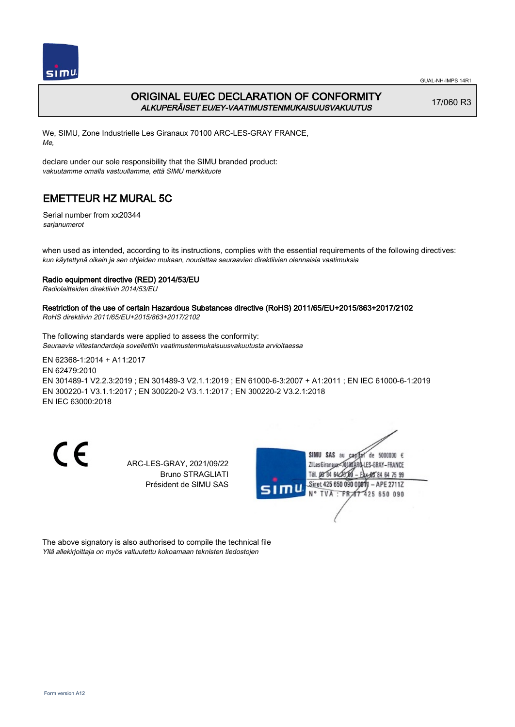GUAL-NH-IMPS 14R1

# ORIGINAL EU/EC DECLARATION OF CONFORMITY
*ALKUPERÄISET EU/EY-VAATIMUSTENMUKAISUUSVAKUUTUS*

17/060 R3

We, SIMU, Zone Industrielle Les Giranaux 70100 ARC-LES-GRAY FRANCE,
*Me,*

declare under our sole responsibility that the SIMU branded product:
*vakuutamme omalla vastuullamme, että SIMU merkkituote*

## EMETTEUR HZ MURAL 5C

Serial number from xx20344
*sarjanumerot*

when used as intended, according to its instructions, complies with the essential requirements of the following directives:
*kun käytettynä oikein ja sen ohjeiden mukaan, noudattaa seuraavien direktiivien olennaisia vaatimuksia*

**Radio equipment directive (RED) 2014/53/EU**
*Radiolaitteiden direktiivin 2014/53/EU*

**Restriction of the use of certain Hazardous Substances directive (RoHS) 2011/65/EU+2015/863+2017/2102**
*RoHS direktiivin 2011/65/EU+2015/863+2017/2102*

The following standards were applied to assess the conformity:
*Seuraavia viitestandardeja sovellettiin vaatimustenmukaisuusvakuutusta arvioitaessa*

EN 62368-1:2014 + A11:2017
EN 62479:2010
EN 301489-1 V2.2.3:2019 ; EN 301489-3 V2.1.1:2019 ; EN 61000-6-3:2007 + A1:2011 ; EN IEC 61000-6-1:2019
EN 300220-1 V3.1.1:2017 ; EN 300220-2 V3.1.1:2017 ; EN 300220-2 V3.2.1:2018
EN IEC 63000:2018

CE

ARC-LES-GRAY, 2021/09/22
Bruno STRAGLIATI
Président de SIMU SAS

SIMU SAS au capital de 5000000 €
ZI Les Giranaux 70100 ARC-LES-GRAY-FRANCE
Tél. 03 84 64 75 00 – Fax 03 84 64 75 99
Siret 425 650 090 00011 – APE 2711Z
N° TVA : FR 87 425 650 090

The above signatory is also authorised to compile the technical file
*Yllä allekirjoittaja on myös valtuutettu kokoamaan teknisten tiedostojen*

Form version A12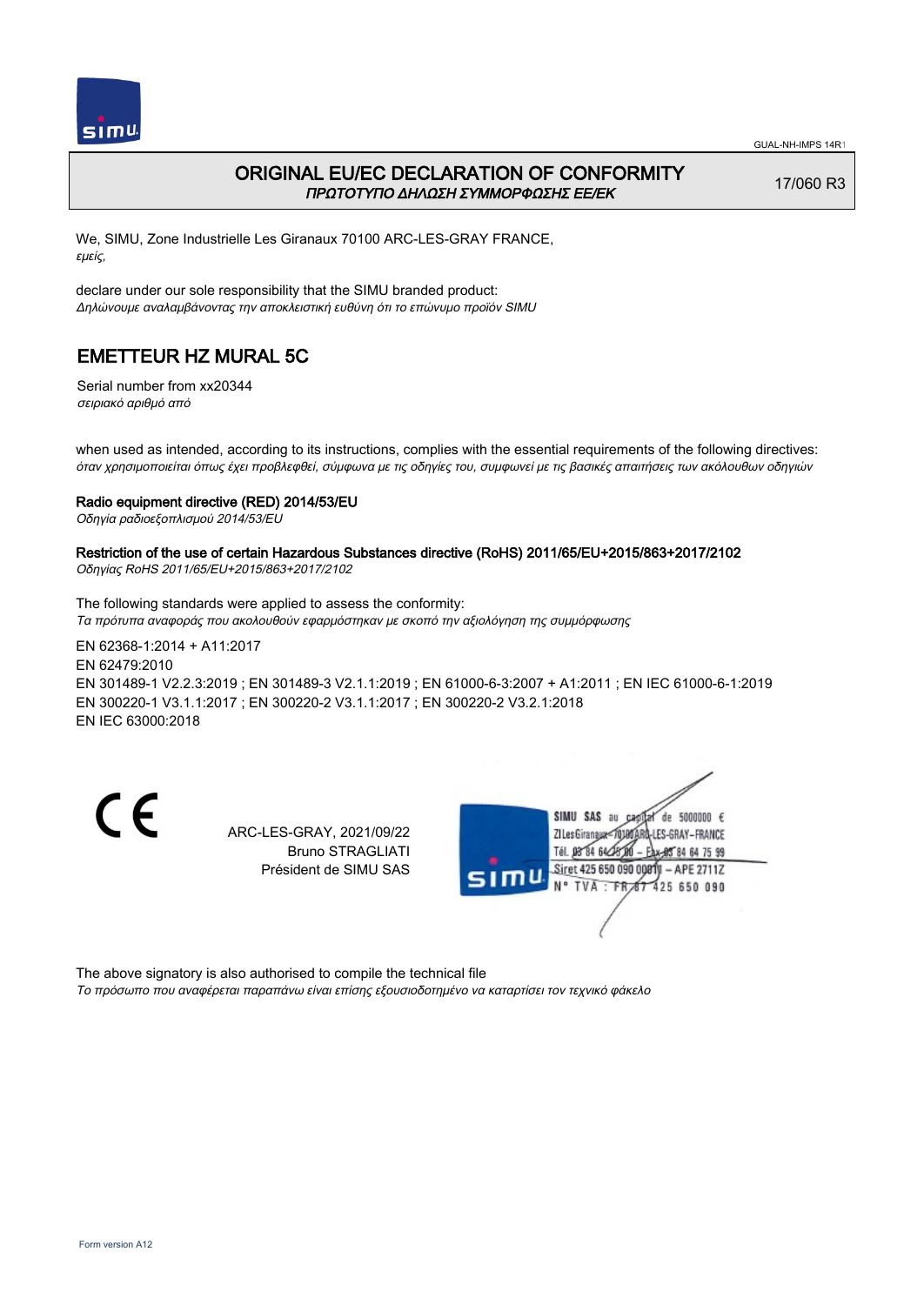# ORIGINAL EU/EC DECLARATION OF CONFORMITY
*ΠΡΩΤΟΤΥΠΟ ΔΗΛΩΣΗ ΣΥΜΜΟΡΦΩΣΗΣ ΕΕ/ΕΚ*

17/060 R3

We, SIMU, Zone Industrielle Les Giranaux 70100 ARC-LES-GRAY FRANCE,
*εμείς,*

declare under our sole responsibility that the SIMU branded product:
*Δηλώνουμε αναλαμβάνοντας την αποκλειστική ευθύνη ότι το επώνυμο προϊόν SIMU*

## EMETTEUR HZ MURAL 5C

Serial number from xx20344
*σειριακό αριθμό από*

when used as intended, according to its instructions, complies with the essential requirements of the following directives:
*όταν χρησιμοποιείται όπως έχει προβλεφθεί, σύμφωνα με τις οδηγίες του, συμφωνεί με τις βασικές απαιτήσεις των ακόλουθων οδηγιών*

**Radio equipment directive (RED) 2014/53/EU**
*Οδηγία ραδιοεξοπλισμού 2014/53/EU*

**Restriction of the use of certain Hazardous Substances directive (RoHS) 2011/65/EU+2015/863+2017/2102**
*Οδηγίας RoHS 2011/65/EU+2015/863+2017/2102*

The following standards were applied to assess the conformity:
*Τα πρότυπα αναφοράς που ακολουθούν εφαρμόστηκαν με σκοπό την αξιολόγηση της συμμόρφωσης*

EN 62368-1:2014 + A11:2017
EN 62479:2010
EN 301489-1 V2.2.3:2019 ; EN 301489-3 V2.1.1:2019 ; EN 61000-6-3:2007 + A1:2011 ; EN IEC 61000-6-1:2019
EN 300220-1 V3.1.1:2017 ; EN 300220-2 V3.1.1:2017 ; EN 300220-2 V3.2.1:2018
EN IEC 63000:2018

CE

ARC-LES-GRAY, 2021/09/22
Bruno STRAGLIATI
Président de SIMU SAS

SIMU SAS au capital de 5000000 €
ZI Les Giranaux 70100 ARC-LES-GRAY-FRANCE
Tél. 03 84 64 75 00 – Fax 03 84 64 75 99
Siret 425 650 090 00011 – APE 2711Z
N° TVA : FR 87 425 650 090

The above signatory is also authorised to compile the technical file
*Το πρόσωπο που αναφέρεται παραπάνω είναι επίσης εξουσιοδοτημένο να καταρτίσει τον τεχνικό φάκελο*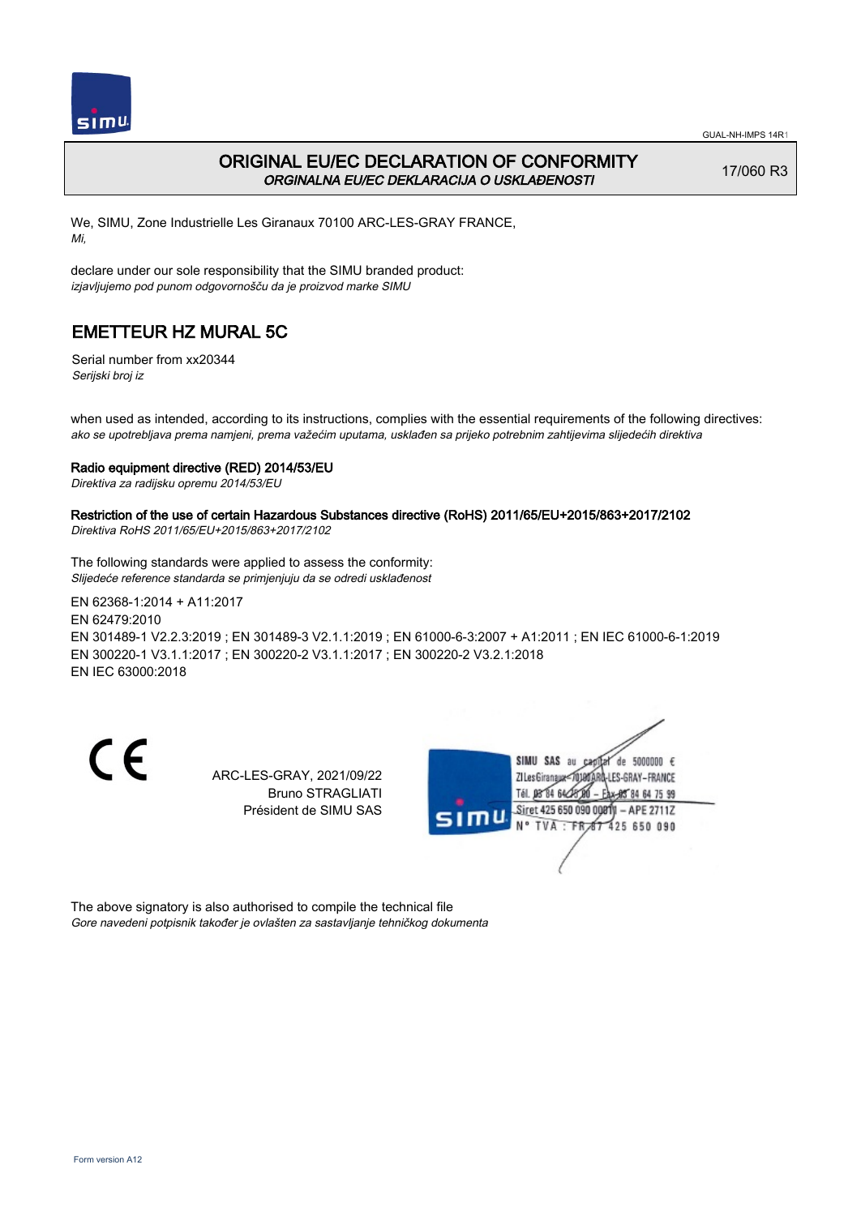# ORIGINAL EU/EC DECLARATION OF CONFORMITY

*ORGINALNA EU/EC DEKLARACIJA O USKLAĐENOSTI*

17/060 R3

We, SIMU, Zone Industrielle Les Giranaux 70100 ARC-LES-GRAY FRANCE,
*Mi,*

declare under our sole responsibility that the SIMU branded product:
*izjavljujemo pod punom odgovornošču da je proizvod marke SIMU*

## EMETTEUR HZ MURAL 5C

Serial number from xx20344
*Serijski broj iz*

when used as intended, according to its instructions, complies with the essential requirements of the following directives:
*ako se upotrebljava prema namjeni, prema važećim uputama, usklađen sa prijeko potrebnim zahtijevima slijedećih direktiva*

**Radio equipment directive (RED) 2014/53/EU**
*Direktiva za radijsku opremu 2014/53/EU*

**Restriction of the use of certain Hazardous Substances directive (RoHS) 2011/65/EU+2015/863+2017/2102**
*Direktiva RoHS 2011/65/EU+2015/863+2017/2102*

The following standards were applied to assess the conformity:
*Slijedeće reference standarda se primjenjuju da se odredi usklađenost*

EN 62368-1:2014 + A11:2017
EN 62479:2010
EN 301489-1 V2.2.3:2019 ; EN 301489-3 V2.1.1:2019 ; EN 61000-6-3:2007 + A1:2011 ; EN IEC 61000-6-1:2019
EN 300220-1 V3.1.1:2017 ; EN 300220-2 V3.1.1:2017 ; EN 300220-2 V3.2.1:2018
EN IEC 63000:2018

CE

ARC-LES-GRAY, 2021/09/22
Bruno STRAGLIATI
Président de SIMU SAS

SIMU SAS au capital de 5000000 €
ZI Les Giranaux 70100 ARC-LES-GRAY-FRANCE
Tél. 03 84 64 75 00 – Fax 03 84 64 75 99
Siret 425 650 090 00011 – APE 2711Z
N° TVA : FR 87 425 650 090

The above signatory is also authorised to compile the technical file
*Gore navedeni potpisnik također je ovlašten za sastavljanje tehničkog dokumenta*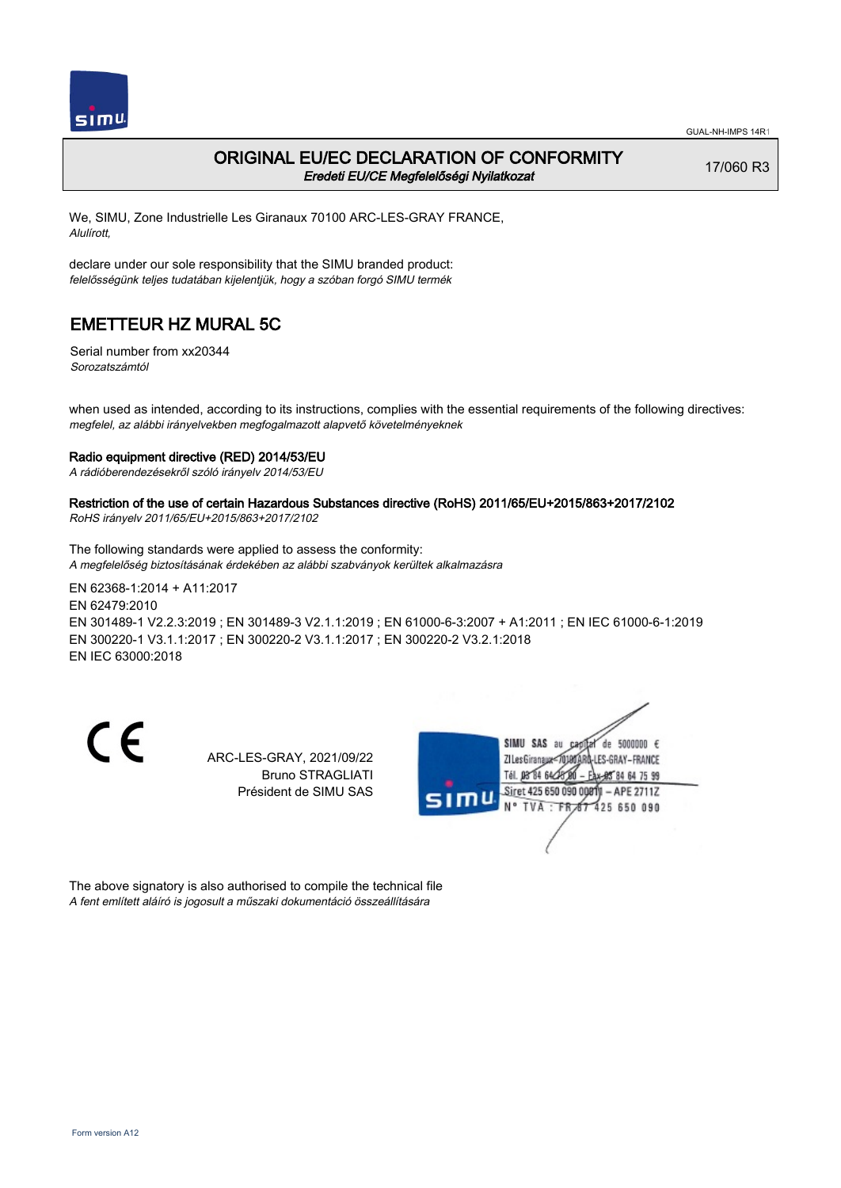# ORIGINAL EU/EC DECLARATION OF CONFORMITY

*Eredeti EU/CE Megfelelőségi Nyilatkozat*

17/060 R3

We, SIMU, Zone Industrielle Les Giranaux 70100 ARC-LES-GRAY FRANCE,
*Alulírott,*

declare under our sole responsibility that the SIMU branded product:
*felelősségünk teljes tudatában kijelentjük, hogy a szóban forgó SIMU termék*

## EMETTEUR HZ MURAL 5C

Serial number from xx20344
*Sorozatszámtól*

when used as intended, according to its instructions, complies with the essential requirements of the following directives:
*megfelel, az alábbi irányelvekben megfogalmazott alapvető követelményeknek*

**Radio equipment directive (RED) 2014/53/EU**
*A rádióberendezésekről szóló irányelv 2014/53/EU*

**Restriction of the use of certain Hazardous Substances directive (RoHS) 2011/65/EU+2015/863+2017/2102**
*RoHS irányelv 2011/65/EU+2015/863+2017/2102*

The following standards were applied to assess the conformity:
*A megfelelőség biztosításának érdekében az alábbi szabványok kerültek alkalmazásra*

EN 62368-1:2014 + A11:2017
EN 62479:2010
EN 301489-1 V2.2.3:2019 ; EN 301489-3 V2.1.1:2019 ; EN 61000-6-3:2007 + A1:2011 ; EN IEC 61000-6-1:2019
EN 300220-1 V3.1.1:2017 ; EN 300220-2 V3.1.1:2017 ; EN 300220-2 V3.2.1:2018
EN IEC 63000:2018

CE

ARC-LES-GRAY, 2021/09/22
Bruno STRAGLIATI
Président de SIMU SAS

SIMU SAS au capital de 5000000 €
ZI Les Giranaux 70100 ARC-LES-GRAY-FRANCE
Tél. 03 84 64 75 00 – Fax 03 84 64 75 99
Siret 425 650 090 00011 – APE 2711Z
N° TVA : FR 87 425 650 090

The above signatory is also authorised to compile the technical file
*A fent említett aláíró is jogosult a műszaki dokumentáció összeállítására*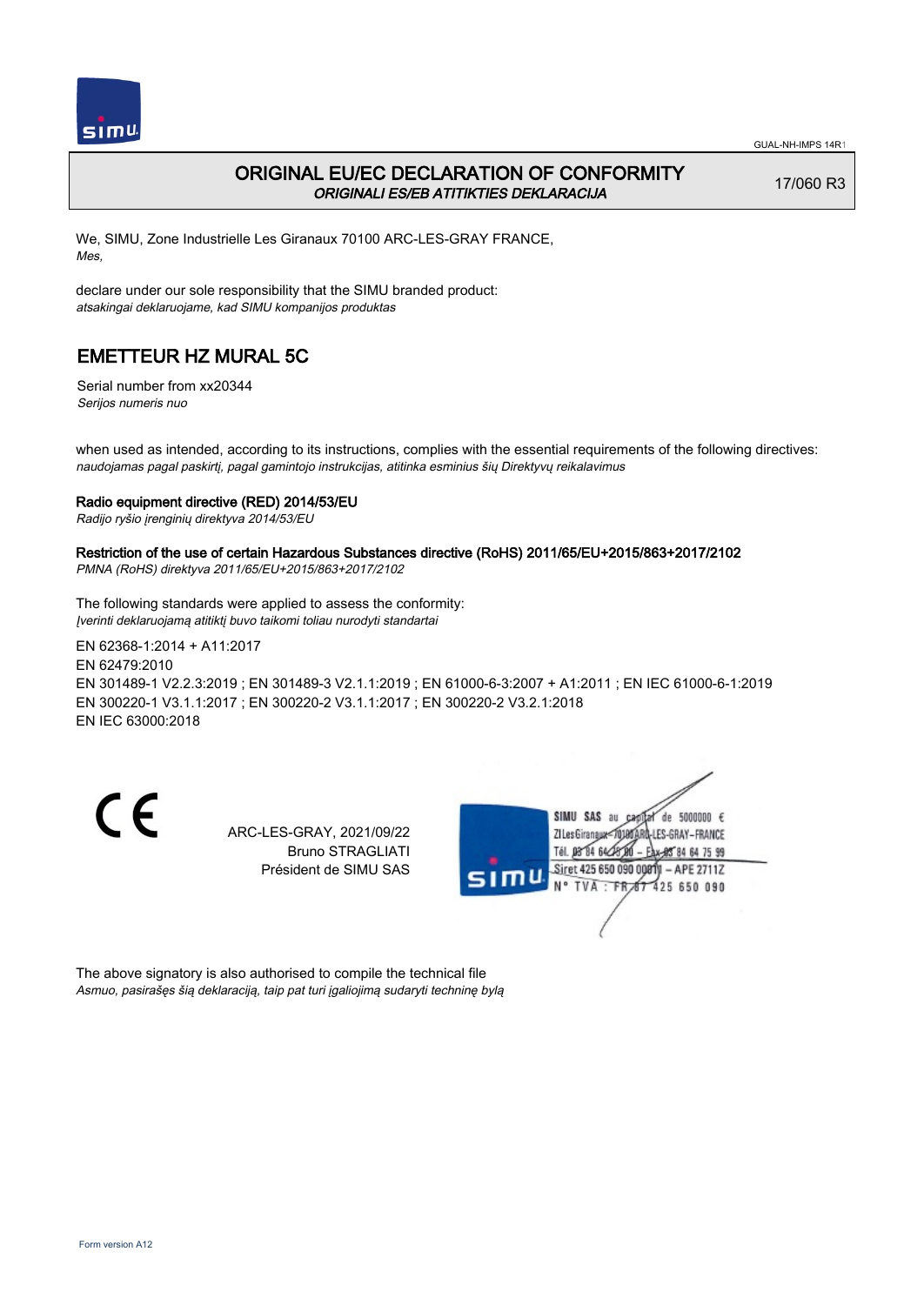# ORIGINAL EU/EC DECLARATION OF CONFORMITY
*ORIGINALI ES/EB ATITIKTIES DEKLARACIJA*

17/060 R3

We, SIMU, Zone Industrielle Les Giranaux 70100 ARC-LES-GRAY FRANCE,
*Mes,*

declare under our sole responsibility that the SIMU branded product:
*atsakingai deklaruojame, kad SIMU kompanijos produktas*

## EMETTEUR HZ MURAL 5C

Serial number from xx20344
*Serijos numeris nuo*

when used as intended, according to its instructions, complies with the essential requirements of the following directives:
*naudojamas pagal paskirtį, pagal gamintojo instrukcijas, atitinka esminius šių Direktyvų reikalavimus*

**Radio equipment directive (RED) 2014/53/EU**
*Radijo ryšio įrenginių direktyva 2014/53/EU*

**Restriction of the use of certain Hazardous Substances directive (RoHS) 2011/65/EU+2015/863+2017/2102**
*PMNA (RoHS) direktyva 2011/65/EU+2015/863+2017/2102*

The following standards were applied to assess the conformity:
*Įverinti deklaruojamą atitiktį buvo taikomi toliau nurodyti standartai*

EN 62368-1:2014 + A11:2017
EN 62479:2010
EN 301489-1 V2.2.3:2019 ; EN 301489-3 V2.1.1:2019 ; EN 61000-6-3:2007 + A1:2011 ; EN IEC 61000-6-1:2019
EN 300220-1 V3.1.1:2017 ; EN 300220-2 V3.1.1:2017 ; EN 300220-2 V3.2.1:2018
EN IEC 63000:2018

ARC-LES-GRAY, 2021/09/22
Bruno STRAGLIATI
Président de SIMU SAS

SIMU SAS au capital de 5000000 €
ZI Les Giranaux 70100 ARC-LES-GRAY-FRANCE
Tél. 03 84 64 75 00 – Fax 03 84 64 75 99
Siret 425 650 090 00011 – APE 2711Z
N° TVA : FR 87 425 650 090

The above signatory is also authorised to compile the technical file
*Asmuo, pasirašęs šią deklaraciją, taip pat turi įgaliojimą sudaryti techninę bylą*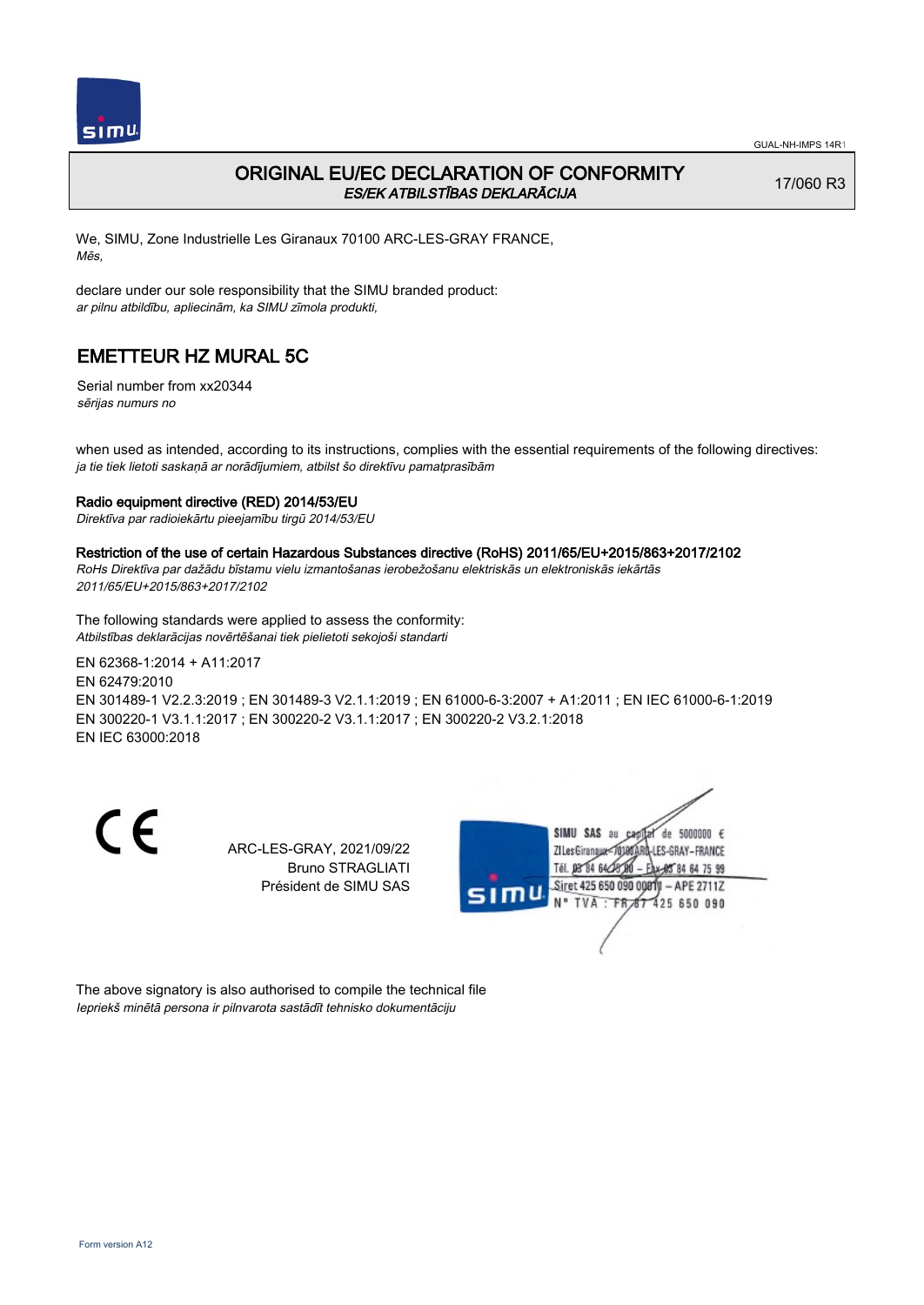# ORIGINAL EU/EC DECLARATION OF CONFORMITY

*ES/EK ATBILSTĪBAS DEKLARĀCIJA*

17/060 R3

We, SIMU, Zone Industrielle Les Giranaux 70100 ARC-LES-GRAY FRANCE,
*Mēs,*

declare under our sole responsibility that the SIMU branded product:
*ar pilnu atbildību, apliecinām, ka SIMU zīmola produkti,*

## EMETTEUR HZ MURAL 5C

Serial number from xx20344
*sērijas numurs no*

when used as intended, according to its instructions, complies with the essential requirements of the following directives:
*ja tie tiek lietoti saskaņā ar norādījumiem, atbilst šo direktīvu pamatprasībām*

**Radio equipment directive (RED) 2014/53/EU**
*Direktīva par radioiekārtu pieejamību tirgū 2014/53/EU*

**Restriction of the use of certain Hazardous Substances directive (RoHS) 2011/65/EU+2015/863+2017/2102**
*RoHs Direktīva par dažādu bīstamu vielu izmantošanas ierobežošanu elektriskās un elektroniskās iekārtās 2011/65/EU+2015/863+2017/2102*

The following standards were applied to assess the conformity:
*Atbilstības deklarācijas novērtēšanai tiek pielietoti sekojoši standarti*

EN 62368-1:2014 + A11:2017
EN 62479:2010
EN 301489-1 V2.2.3:2019 ; EN 301489-3 V2.1.1:2019 ; EN 61000-6-3:2007 + A1:2011 ; EN IEC 61000-6-1:2019
EN 300220-1 V3.1.1:2017 ; EN 300220-2 V3.1.1:2017 ; EN 300220-2 V3.2.1:2018
EN IEC 63000:2018

ARC-LES-GRAY, 2021/09/22
Bruno STRAGLIATI
Président de SIMU SAS

SIMU SAS au capital de 5000000 €
ZI Les Giranaux 70100 ARC-LES-GRAY-FRANCE
Tél. 03 84 64 75 00 – Fax 03 84 64 75 99
Siret 425 650 090 00011 – APE 2711Z
N° TVA : FR 87 425 650 090

The above signatory is also authorised to compile the technical file
*Iepriekš minētā persona ir pilnvarota sastādīt tehnisko dokumentāciju*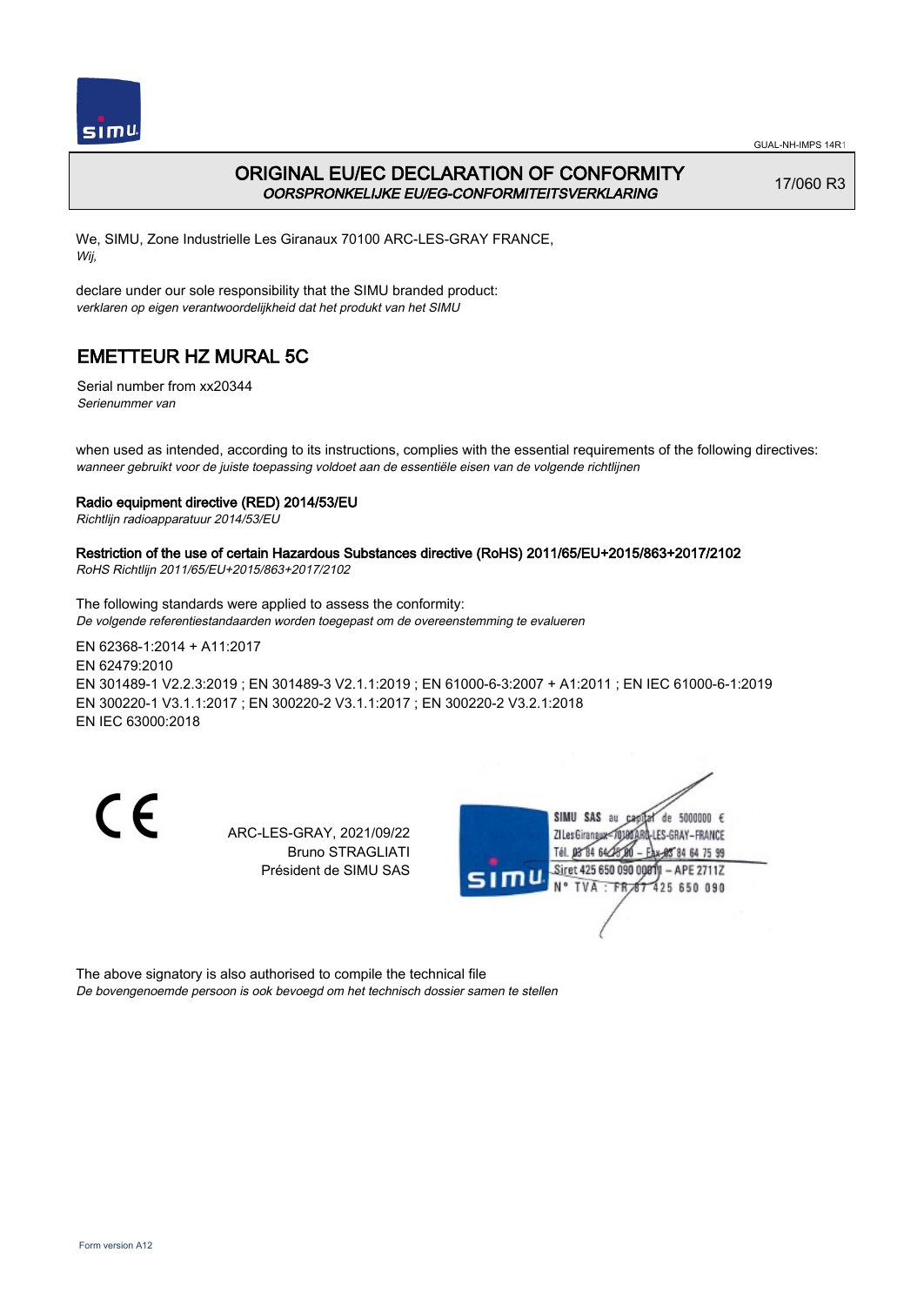GUAL-NH-IMPS 14R1

# ORIGINAL EU/EC DECLARATION OF CONFORMITY

*OORSPRONKELIJKE EU/EG-CONFORMITEITSVERKLARING*

17/060 R3

We, SIMU, Zone Industrielle Les Giranaux 70100 ARC-LES-GRAY FRANCE,
*Wij,*

declare under our sole responsibility that the SIMU branded product:
*verklaren op eigen verantwoordelijkheid dat het produkt van het SIMU*

## EMETTEUR HZ MURAL 5C

Serial number from xx20344
*Serienummer van*

when used as intended, according to its instructions, complies with the essential requirements of the following directives:
*wanneer gebruikt voor de juiste toepassing voldoet aan de essentiële eisen van de volgende richtlijnen*

**Radio equipment directive (RED) 2014/53/EU**
*Richtlijn radioapparatuur 2014/53/EU*

**Restriction of the use of certain Hazardous Substances directive (RoHS) 2011/65/EU+2015/863+2017/2102**
*RoHS Richtlijn 2011/65/EU+2015/863+2017/2102*

The following standards were applied to assess the conformity:
*De volgende referentiestandaarden worden toegepast om de overeenstemming te evalueren*

EN 62368-1:2014 + A11:2017
EN 62479:2010
EN 301489-1 V2.2.3:2019 ; EN 301489-3 V2.1.1:2019 ; EN 61000-6-3:2007 + A1:2011 ; EN IEC 61000-6-1:2019
EN 300220-1 V3.1.1:2017 ; EN 300220-2 V3.1.1:2017 ; EN 300220-2 V3.2.1:2018
EN IEC 63000:2018

CE

ARC-LES-GRAY, 2021/09/22
Bruno STRAGLIATI
Président de SIMU SAS

SIMU SAS au capital de 5000000 €
ZI Les Giranaux 70100 ARC-LES-GRAY-FRANCE
Tél. 03 84 64 75 00 – Fax 03 84 64 75 99
Siret 425 650 090 00011 – APE 2711Z
N° TVA : FR 87 425 650 090

The above signatory is also authorised to compile the technical file
*De bovengenoemde persoon is ook bevoegd om het technisch dossier samen te stellen*

Form version A12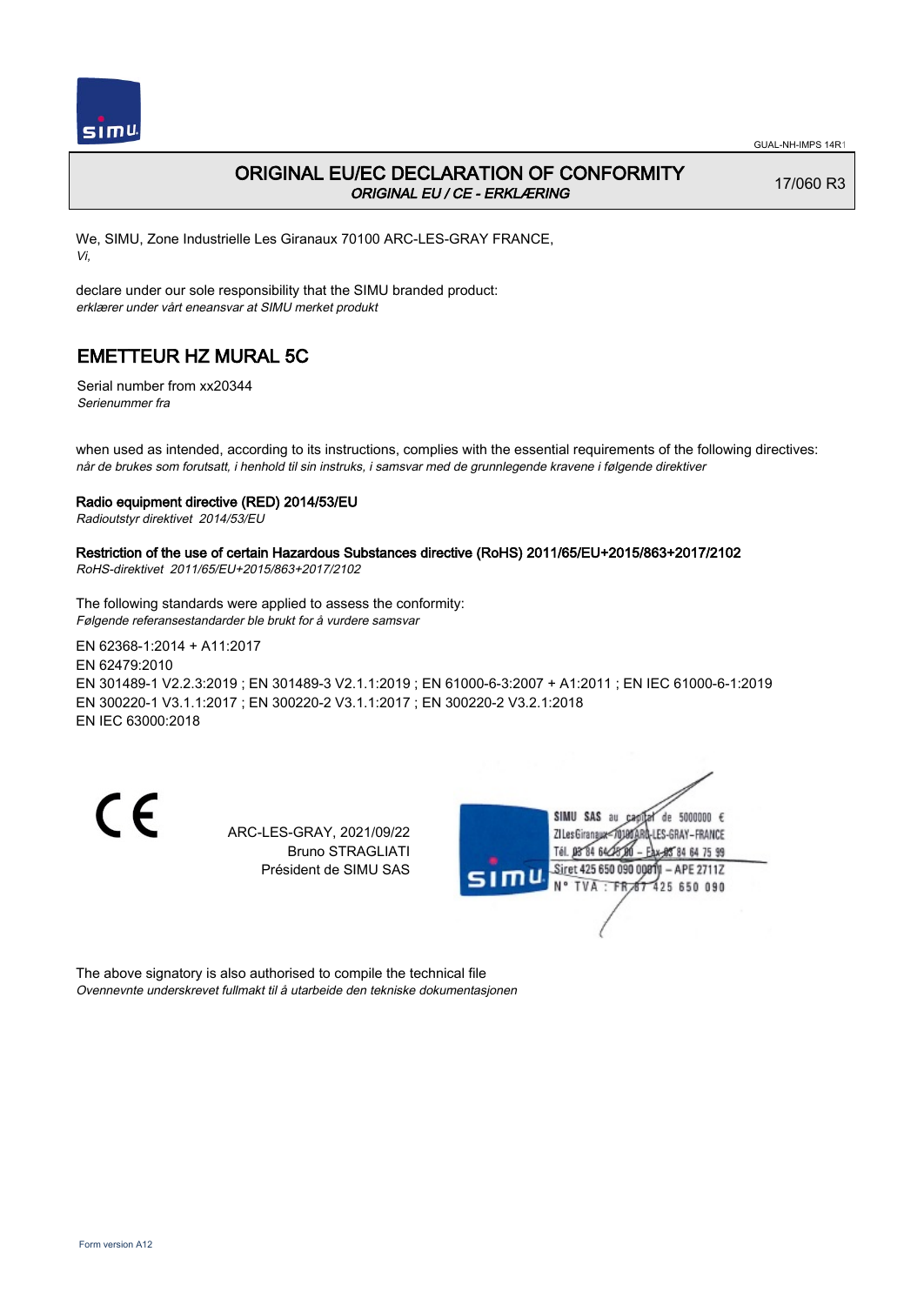GUAL-NH-IMPS 14R1

# ORIGINAL EU/EC DECLARATION OF CONFORMITY

*ORIGINAL EU / CE - ERKLÆRING*

17/060 R3

We, SIMU, Zone Industrielle Les Giranaux 70100 ARC-LES-GRAY FRANCE,
*Vi,*

declare under our sole responsibility that the SIMU branded product:
*erklærer under vårt eneansvar at SIMU merket produkt*

## EMETTEUR HZ MURAL 5C

Serial number from xx20344
*Serienummer fra*

when used as intended, according to its instructions, complies with the essential requirements of the following directives:
*når de brukes som forutsatt, i henhold til sin instruks, i samsvar med de grunnlegende kravene i følgende direktiver*

**Radio equipment directive (RED) 2014/53/EU**
*Radioutstyr direktivet 2014/53/EU*

**Restriction of the use of certain Hazardous Substances directive (RoHS) 2011/65/EU+2015/863+2017/2102**
*RoHS-direktivet 2011/65/EU+2015/863+2017/2102*

The following standards were applied to assess the conformity:
*Følgende referansestandarder ble brukt for å vurdere samsvar*

EN 62368-1:2014 + A11:2017
EN 62479:2010
EN 301489-1 V2.2.3:2019 ; EN 301489-3 V2.1.1:2019 ; EN 61000-6-3:2007 + A1:2011 ; EN IEC 61000-6-1:2019
EN 300220-1 V3.1.1:2017 ; EN 300220-2 V3.1.1:2017 ; EN 300220-2 V3.2.1:2018
EN IEC 63000:2018

CE

ARC-LES-GRAY, 2021/09/22
Bruno STRAGLIATI
Président de SIMU SAS

SIMU SAS au capital de 5000000 €
ZI Les Giranaux 70100 ARC-LES-GRAY-FRANCE
Tél. 03 84 64 75 00 – Fax 03 84 64 75 99
Siret 425 650 090 00011 – APE 2711Z
N° TVA : FR 87 425 650 090

The above signatory is also authorised to compile the technical file
*Ovennevnte underskrevet fullmakt til å utarbeide den tekniske dokumentasjonen*

Form version A12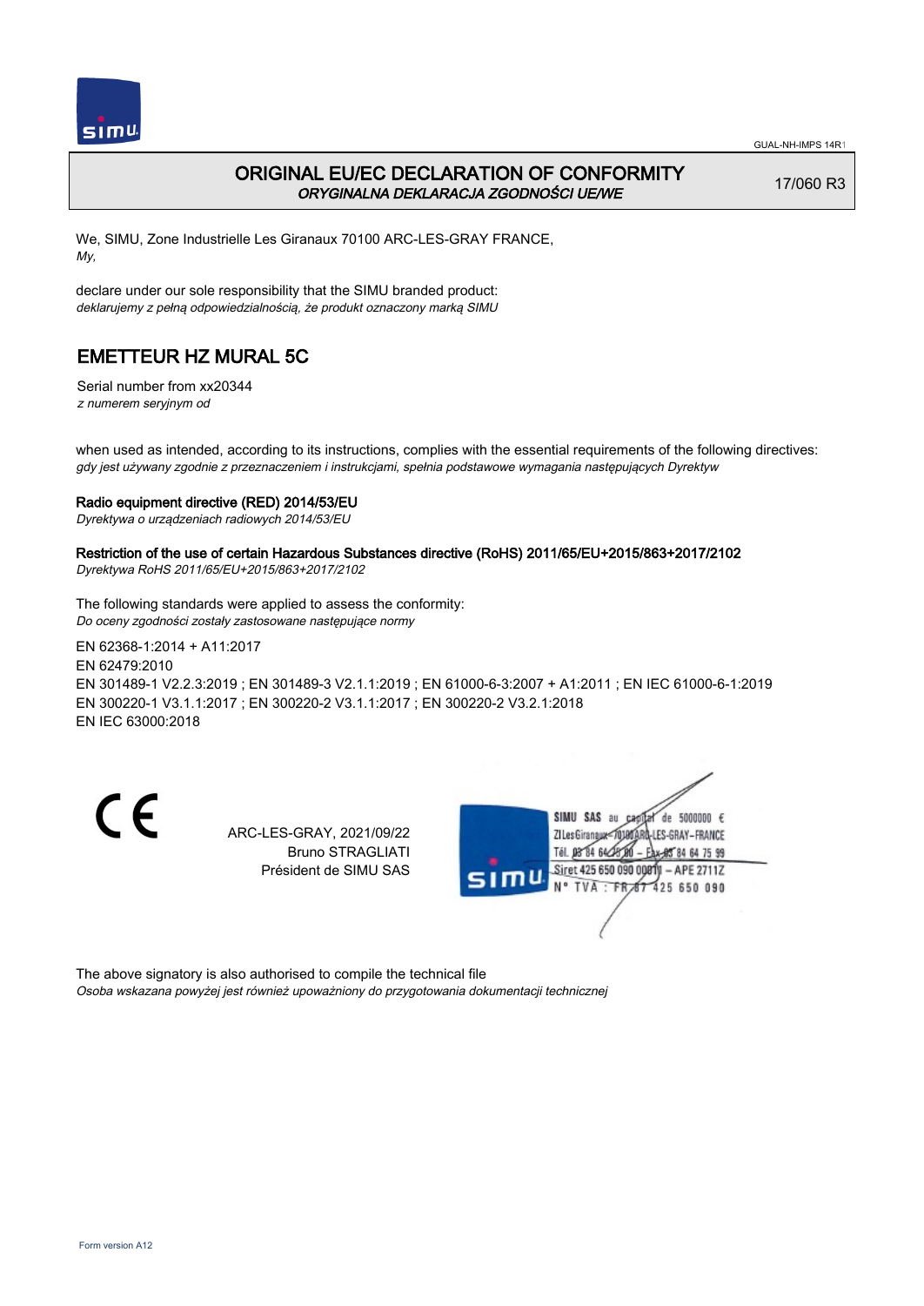# ORIGINAL EU/EC DECLARATION OF CONFORMITY

*ORYGINALNA DEKLARACJA ZGODNOŚCI UE/WE*

17/060 R3

We, SIMU, Zone Industrielle Les Giranaux 70100 ARC-LES-GRAY FRANCE,
*My,*

declare under our sole responsibility that the SIMU branded product:
*deklarujemy z pełną odpowiedzialnością, że produkt oznaczony marką SIMU*

## EMETTEUR HZ MURAL 5C

Serial number from xx20344
*z numerem seryjnym od*

when used as intended, according to its instructions, complies with the essential requirements of the following directives:
*gdy jest używany zgodnie z przeznaczeniem i instrukcjami, spełnia podstawowe wymagania następujących Dyrektyw*

**Radio equipment directive (RED) 2014/53/EU**
*Dyrektywa o urządzeniach radiowych 2014/53/EU*

**Restriction of the use of certain Hazardous Substances directive (RoHS) 2011/65/EU+2015/863+2017/2102**
*Dyrektywa RoHS 2011/65/EU+2015/863+2017/2102*

The following standards were applied to assess the conformity:
*Do oceny zgodności zostały zastosowane następujące normy*

EN 62368-1:2014 + A11:2017
EN 62479:2010
EN 301489-1 V2.2.3:2019 ; EN 301489-3 V2.1.1:2019 ; EN 61000-6-3:2007 + A1:2011 ; EN IEC 61000-6-1:2019
EN 300220-1 V3.1.1:2017 ; EN 300220-2 V3.1.1:2017 ; EN 300220-2 V3.2.1:2018
EN IEC 63000:2018

CE

ARC-LES-GRAY, 2021/09/22
Bruno STRAGLIATI
Président de SIMU SAS

SIMU SAS au capital de 5000000 €
ZI Les Giranaux - 70100 ARC-LES-GRAY - FRANCE
Tél. 03 84 64 75 00 - Fax 03 84 64 75 99
Siret 425 650 090 00011 - APE 2711Z
N° TVA : FR 87 425 650 090

The above signatory is also authorised to compile the technical file
*Osoba wskazana powyżej jest również upoważniony do przygotowania dokumentacji technicznej*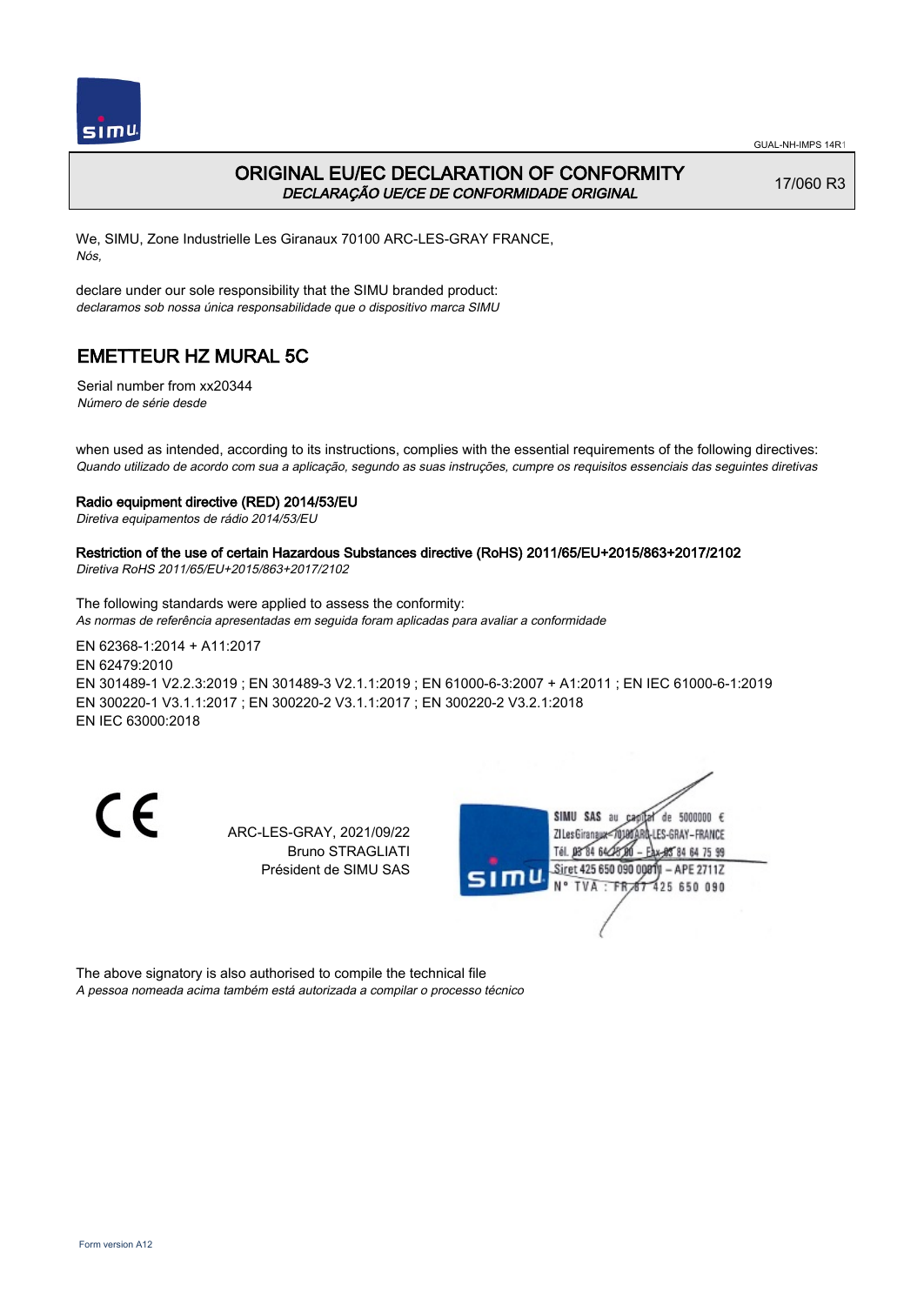GUAL-NH-IMPS 14R1

# ORIGINAL EU/EC DECLARATION OF CONFORMITY

*DECLARAÇÃO UE/CE DE CONFORMIDADE ORIGINAL*

17/060 R3

We, SIMU, Zone Industrielle Les Giranaux 70100 ARC-LES-GRAY FRANCE,
*Nós,*

declare under our sole responsibility that the SIMU branded product:
*declaramos sob nossa única responsabilidade que o dispositivo marca SIMU*

## EMETTEUR HZ MURAL 5C

Serial number from xx20344
*Número de série desde*

when used as intended, according to its instructions, complies with the essential requirements of the following directives:
*Quando utilizado de acordo com sua a aplicação, segundo as suas instruções, cumpre os requisitos essenciais das seguintes diretivas*

**Radio equipment directive (RED) 2014/53/EU**
*Diretiva equipamentos de rádio 2014/53/EU*

**Restriction of the use of certain Hazardous Substances directive (RoHS) 2011/65/EU+2015/863+2017/2102**
*Diretiva RoHS 2011/65/EU+2015/863+2017/2102*

The following standards were applied to assess the conformity:
*As normas de referência apresentadas em seguida foram aplicadas para avaliar a conformidade*

EN 62368-1:2014 + A11:2017
EN 62479:2010
EN 301489-1 V2.2.3:2019 ; EN 301489-3 V2.1.1:2019 ; EN 61000-6-3:2007 + A1:2011 ; EN IEC 61000-6-1:2019
EN 300220-1 V3.1.1:2017 ; EN 300220-2 V3.1.1:2017 ; EN 300220-2 V3.2.1:2018
EN IEC 63000:2018

CE

ARC-LES-GRAY, 2021/09/22
Bruno STRAGLIATI
Président de SIMU SAS

SIMU SAS au capital de 5000000 €
ZI Les Giranaux 70100 ARC-LES-GRAY-FRANCE
Tél. 03 84 64 75 00 – Fax 03 84 64 75 99
Siret 425 650 090 00011 – APE 2711Z
N° TVA : FR 87 425 650 090

The above signatory is also authorised to compile the technical file
*A pessoa nomeada acima também está autorizada a compilar o processo técnico*

Form version A12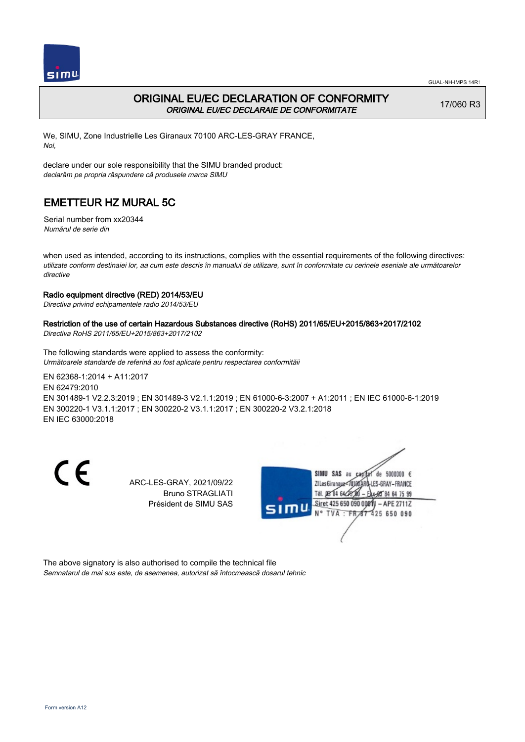# ORIGINAL EU/EC DECLARATION OF CONFORMITY

*ORIGINAL EU/EC DECLARAIE DE CONFORMITATE*

17/060 R3

We, SIMU, Zone Industrielle Les Giranaux 70100 ARC-LES-GRAY FRANCE,
*Noi,*

declare under our sole responsibility that the SIMU branded product:
*declarăm pe propria răspundere că produsele marca SIMU*

## EMETTEUR HZ MURAL 5C

Serial number from xx20344
*Numărul de serie din*

when used as intended, according to its instructions, complies with the essential requirements of the following directives:
*utilizate conform destinaiei lor, aa cum este descris în manualul de utilizare, sunt în conformitate cu cerinele eseniale ale următoarelor directive*

**Radio equipment directive (RED) 2014/53/EU**
*Directiva privind echipamentele radio 2014/53/EU*

**Restriction of the use of certain Hazardous Substances directive (RoHS) 2011/65/EU+2015/863+2017/2102**
*Directiva RoHS 2011/65/EU+2015/863+2017/2102*

The following standards were applied to assess the conformity:
*Următoarele standarde de referină au fost aplicate pentru respectarea conformităii*

EN 62368-1:2014 + A11:2017
EN 62479:2010
EN 301489-1 V2.2.3:2019 ; EN 301489-3 V2.1.1:2019 ; EN 61000-6-3:2007 + A1:2011 ; EN IEC 61000-6-1:2019
EN 300220-1 V3.1.1:2017 ; EN 300220-2 V3.1.1:2017 ; EN 300220-2 V3.2.1:2018
EN IEC 63000:2018

ARC-LES-GRAY, 2021/09/22
Bruno STRAGLIATI
Président de SIMU SAS

SIMU SAS au capital de 5000000 €
ZI Les Giranaux 70100 ARC-LES-GRAY-FRANCE
Tél. 03 84 64 75 00 – Fax 03 84 64 75 99
Siret 425 650 090 00011 – APE 2711Z
N° TVA : FR 87 425 650 090

The above signatory is also authorised to compile the technical file
*Semnatarul de mai sus este, de asemenea, autorizat să întocmească dosarul tehnic*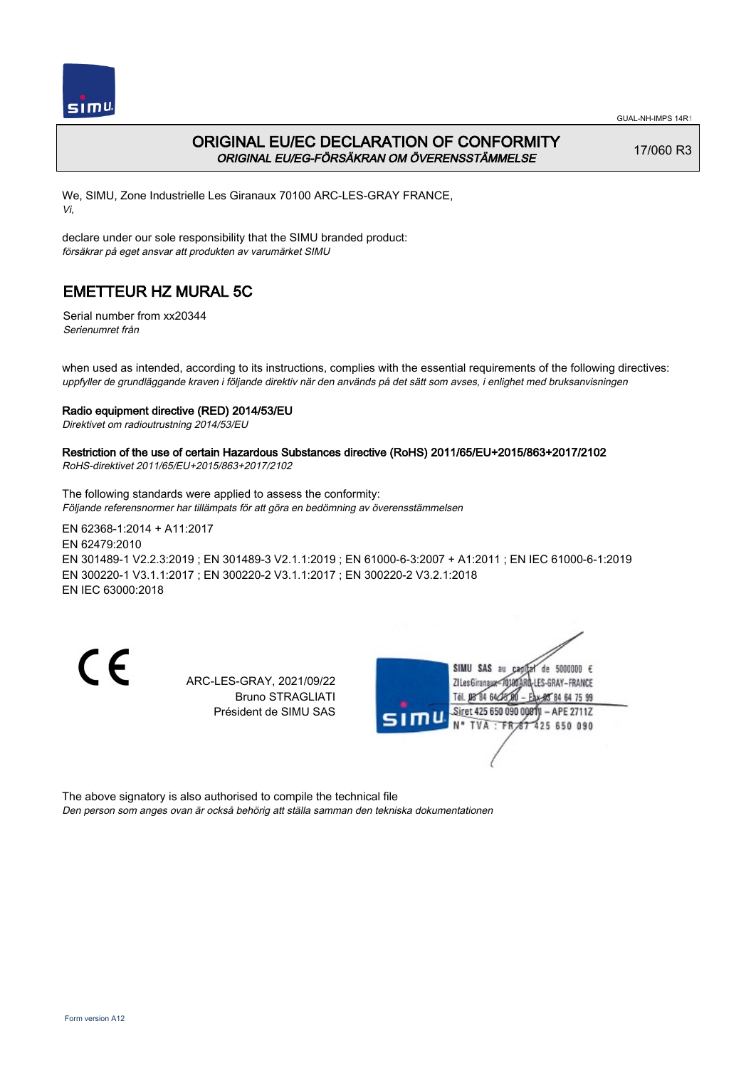# ORIGINAL EU/EC DECLARATION OF CONFORMITY
*ORIGINAL EU/EG-FÖRSÄKRAN OM ÖVERENSSTÄMMELSE*

17/060 R3

We, SIMU, Zone Industrielle Les Giranaux 70100 ARC-LES-GRAY FRANCE,
*Vi,*

declare under our sole responsibility that the SIMU branded product:
*försäkrar på eget ansvar att produkten av varumärket SIMU*

## EMETTEUR HZ MURAL 5C

Serial number from xx20344
*Serienumret från*

when used as intended, according to its instructions, complies with the essential requirements of the following directives:
*uppfyller de grundläggande kraven i följande direktiv när den används på det sätt som avses, i enlighet med bruksanvisningen*

**Radio equipment directive (RED) 2014/53/EU**
*Direktivet om radioutrustning 2014/53/EU*

**Restriction of the use of certain Hazardous Substances directive (RoHS) 2011/65/EU+2015/863+2017/2102**
*RoHS-direktivet 2011/65/EU+2015/863+2017/2102*

The following standards were applied to assess the conformity:
*Följande referensnormer har tillämpats för att göra en bedömning av överensstämmelsen*

EN 62368-1:2014 + A11:2017
EN 62479:2010
EN 301489-1 V2.2.3:2019 ; EN 301489-3 V2.1.1:2019 ; EN 61000-6-3:2007 + A1:2011 ; EN IEC 61000-6-1:2019
EN 300220-1 V3.1.1:2017 ; EN 300220-2 V3.1.1:2017 ; EN 300220-2 V3.2.1:2018
EN IEC 63000:2018

ARC-LES-GRAY, 2021/09/22
Bruno STRAGLIATI
Président de SIMU SAS

SIMU SAS au capital de 5000000 €
ZI Les Giranaux 70100 ARC-LES-GRAY-FRANCE
Tél. 03 84 64 75 00 – Fax 03 84 64 75 99
Siret 425 650 090 00011 – APE 2711Z
N° TVA : FR 87 425 650 090

The above signatory is also authorised to compile the technical file
*Den person som anges ovan är också behörig att ställa samman den tekniska dokumentationen*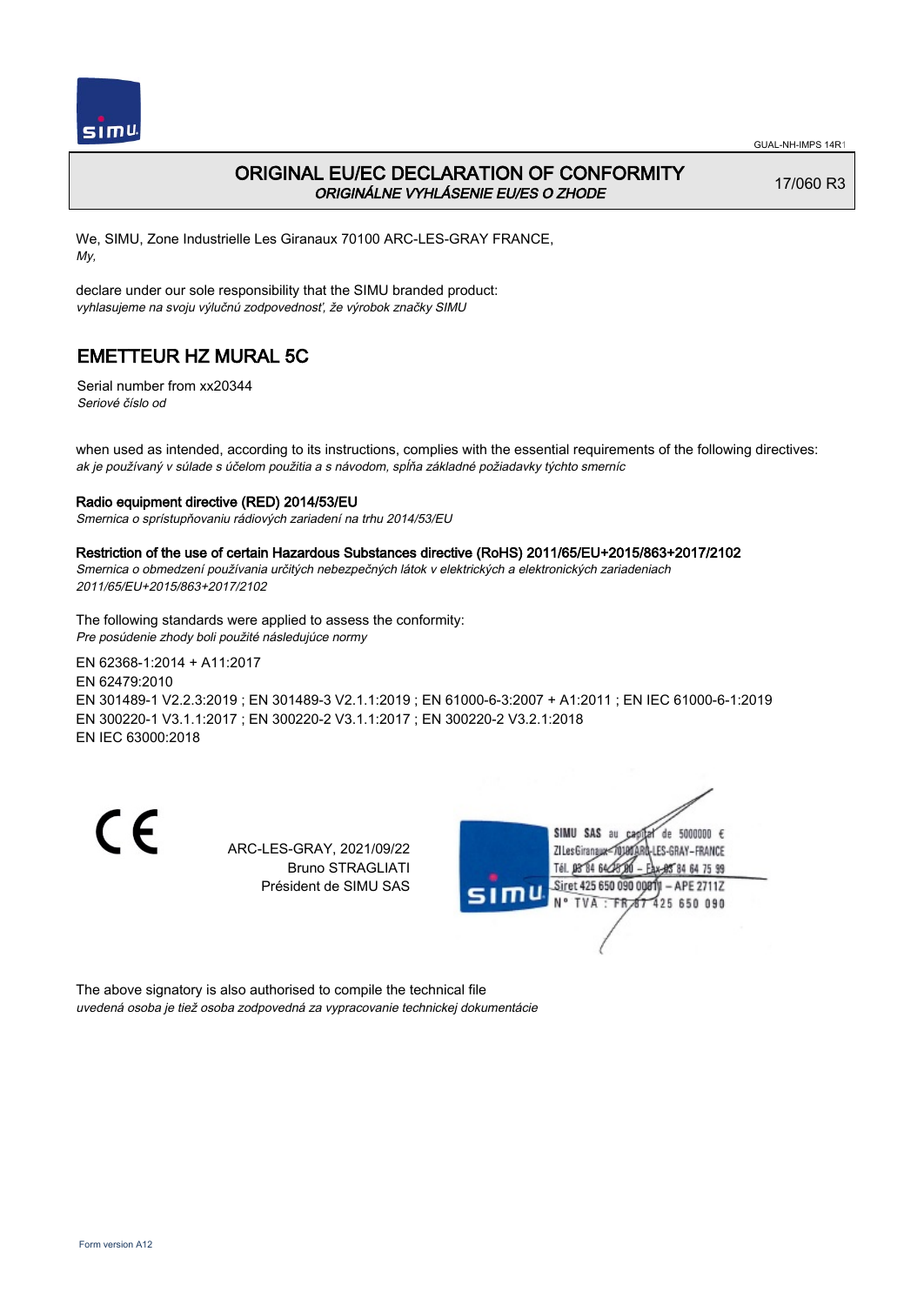GUAL-NH-IMPS 14R1

# ORIGINAL EU/EC DECLARATION OF CONFORMITY

*ORIGINÁLNE VYHLÁSENIE EU/ES O ZHODE*

17/060 R3

We, SIMU, Zone Industrielle Les Giranaux 70100 ARC-LES-GRAY FRANCE,
*My,*

declare under our sole responsibility that the SIMU branded product:
*vyhlasujeme na svoju výlučnú zodpovednosť, že výrobok značky SIMU*

## EMETTEUR HZ MURAL 5C

Serial number from xx20344
*Seriové číslo od*

when used as intended, according to its instructions, complies with the essential requirements of the following directives:
*ak je používaný v súlade s účelom použitia a s návodom, spĺňa základné požiadavky týchto smerníc*

**Radio equipment directive (RED) 2014/53/EU**
*Smernica o sprístupňovaniu rádiových zariadení na trhu 2014/53/EU*

**Restriction of the use of certain Hazardous Substances directive (RoHS) 2011/65/EU+2015/863+2017/2102**
*Smernica o obmedzení používania určitých nebezpečných látok v elektrických a elektronických zariadeniach 2011/65/EU+2015/863+2017/2102*

The following standards were applied to assess the conformity:
*Pre posúdenie zhody boli použité následujúce normy*

EN 62368-1:2014 + A11:2017
EN 62479:2010
EN 301489-1 V2.2.3:2019 ; EN 301489-3 V2.1.1:2019 ; EN 61000-6-3:2007 + A1:2011 ; EN IEC 61000-6-1:2019
EN 300220-1 V3.1.1:2017 ; EN 300220-2 V3.1.1:2017 ; EN 300220-2 V3.2.1:2018
EN IEC 63000:2018

CE

ARC-LES-GRAY, 2021/09/22
Bruno STRAGLIATI
Président de SIMU SAS

SIMU SAS au capital de 5000000 €
ZI Les Giranaux 70100 ARC-LES-GRAY-FRANCE
Tél. 03 84 64 75 00 – Fax 03 84 64 75 99
Siret 425 650 090 00011 – APE 2711Z
N° TVA : FR 87 425 650 090

The above signatory is also authorised to compile the technical file
*uvedená osoba je tiež osoba zodpovedná za vypracovanie technickej dokumentácie*

Form version A12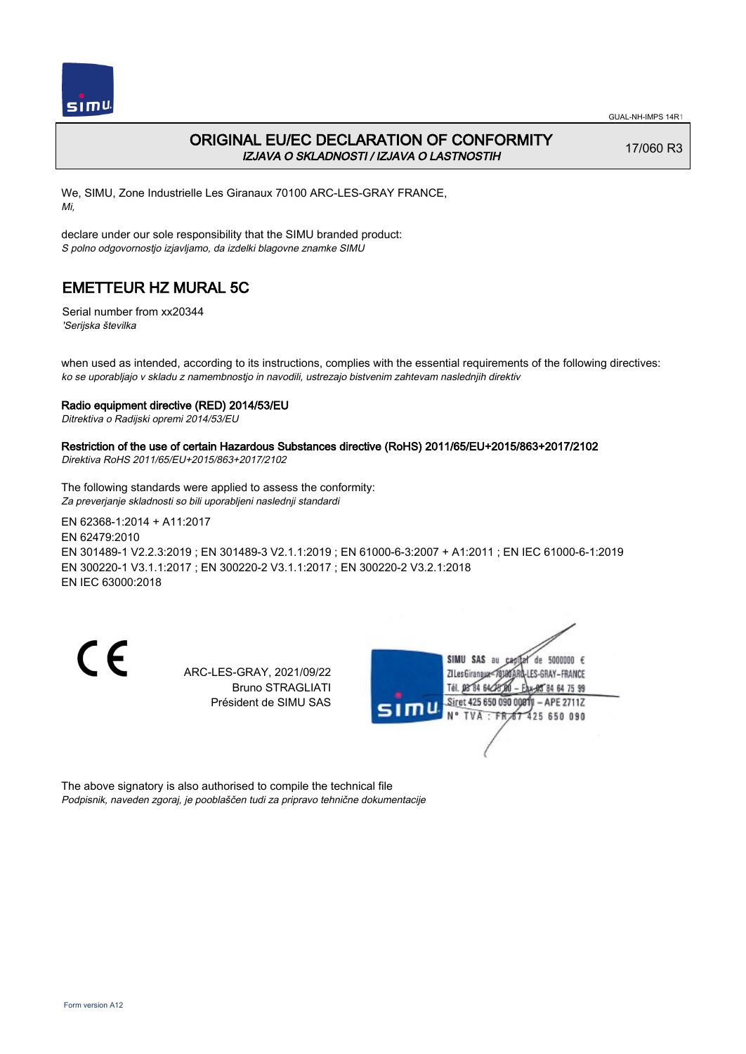GUAL-NH-IMPS 14R1

# ORIGINAL EU/EC DECLARATION OF CONFORMITY

*IZJAVA O SKLADNOSTI / IZJAVA O LASTNOSTIH*

17/060 R3

We, SIMU, Zone Industrielle Les Giranaux 70100 ARC-LES-GRAY FRANCE,
*Mi,*

declare under our sole responsibility that the SIMU branded product:
*S polno odgovornostjo izjavljamo, da izdelki blagovne znamke SIMU*

## EMETTEUR HZ MURAL 5C

Serial number from xx20344
*'Serijska številka*

when used as intended, according to its instructions, complies with the essential requirements of the following directives:
*ko se uporabljajo v skladu z namembnostjo in navodili, ustrezajo bistvenim zahtevam naslednjih direktiv*

**Radio equipment directive (RED) 2014/53/EU**
*Ditrektiva o Radijski opremi 2014/53/EU*

**Restriction of the use of certain Hazardous Substances directive (RoHS) 2011/65/EU+2015/863+2017/2102**
*Direktiva RoHS 2011/65/EU+2015/863+2017/2102*

The following standards were applied to assess the conformity:
*Za preverjanje skladnosti so bili uporabljeni naslednji standardi*

EN 62368-1:2014 + A11:2017
EN 62479:2010
EN 301489-1 V2.2.3:2019 ; EN 301489-3 V2.1.1:2019 ; EN 61000-6-3:2007 + A1:2011 ; EN IEC 61000-6-1:2019
EN 300220-1 V3.1.1:2017 ; EN 300220-2 V3.1.1:2017 ; EN 300220-2 V3.2.1:2018
EN IEC 63000:2018

ARC-LES-GRAY, 2021/09/22
Bruno STRAGLIATI
Président de SIMU SAS

SIMU SAS au capital de 5000000 €
ZI Les Giranaux 70100 ARC-LES-GRAY-FRANCE
Tél. 03 84 64 75 00 – Fax 03 84 64 75 99
Siret 425 650 090 00011 – APE 2711Z
N° TVA : FR 87 425 650 090

The above signatory is also authorised to compile the technical file
*Podpisnik, naveden zgoraj, je pooblaščen tudi za pripravo tehnične dokumentacije*

Form version A12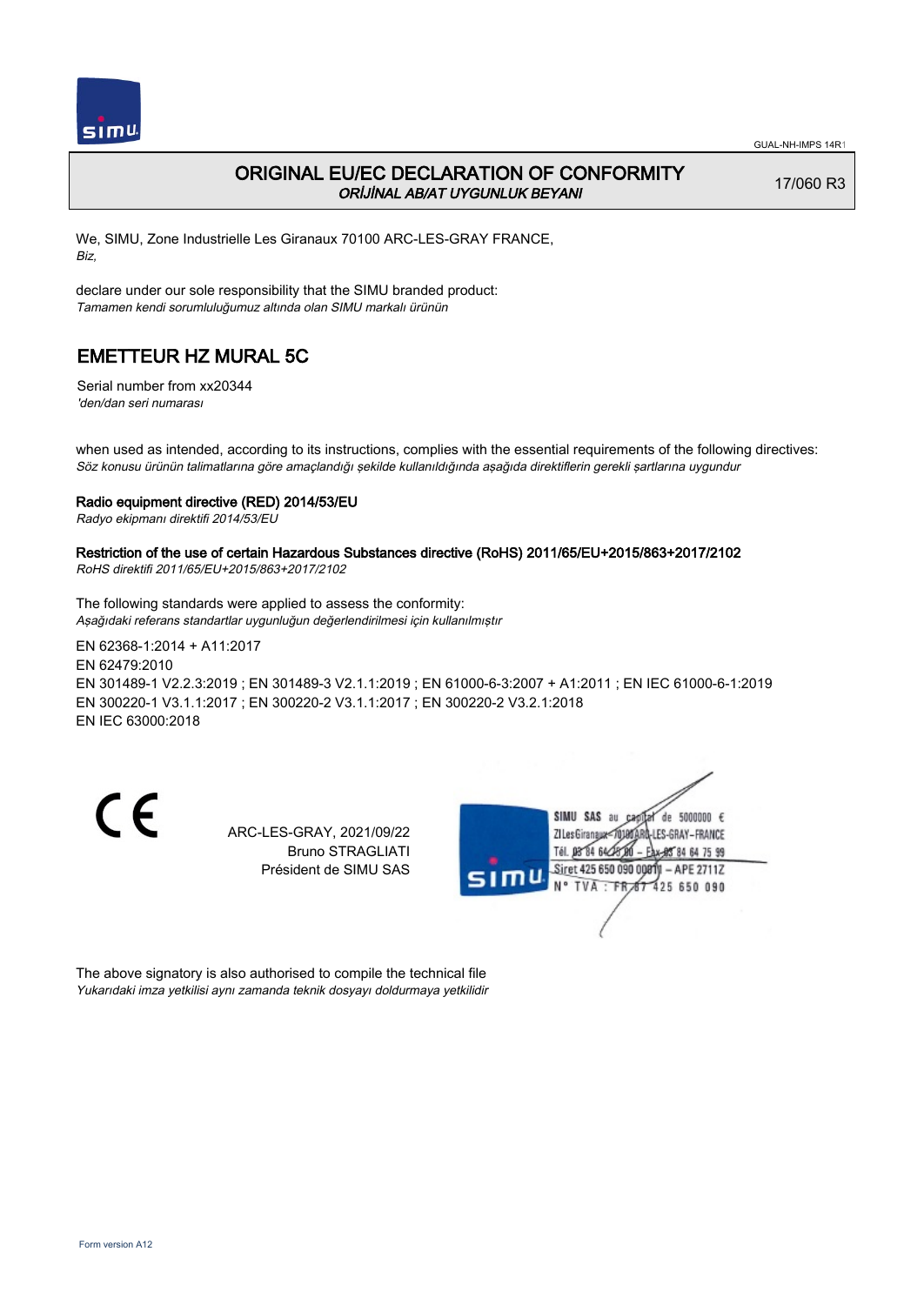GUAL-NH-IMPS 14R1

# ORIGINAL EU/EC DECLARATION OF CONFORMITY

*ORİJİNAL AB/AT UYGUNLUK BEYANI*

17/060 R3

We, SIMU, Zone Industrielle Les Giranaux 70100 ARC-LES-GRAY FRANCE,
*Biz,*

declare under our sole responsibility that the SIMU branded product:
*Tamamen kendi sorumluluğumuz altında olan SIMU markalı ürünün*

## EMETTEUR HZ MURAL 5C

Serial number from xx20344
*'den/dan seri numarası*

when used as intended, according to its instructions, complies with the essential requirements of the following directives:
*Söz konusu ürünün talimatlarına göre amaçlandığı şekilde kullanıldığında aşağıda direktiflerin gerekli şartlarına uygundur*

**Radio equipment directive (RED) 2014/53/EU**
*Radyo ekipmanı direktifi 2014/53/EU*

**Restriction of the use of certain Hazardous Substances directive (RoHS) 2011/65/EU+2015/863+2017/2102**
*RoHS direktifi 2011/65/EU+2015/863+2017/2102*

The following standards were applied to assess the conformity:
*Aşağıdaki referans standartlar uygunluğun değerlendirilmesi için kullanılmıştır*

EN 62368-1:2014 + A11:2017
EN 62479:2010
EN 301489-1 V2.2.3:2019 ; EN 301489-3 V2.1.1:2019 ; EN 61000-6-3:2007 + A1:2011 ; EN IEC 61000-6-1:2019
EN 300220-1 V3.1.1:2017 ; EN 300220-2 V3.1.1:2017 ; EN 300220-2 V3.2.1:2018
EN IEC 63000:2018

CE

ARC-LES-GRAY, 2021/09/22
Bruno STRAGLIATI
Président de SIMU SAS

SIMU SAS au capital de 5000000 €
ZI Les Giranaux 70100 ARC-LES-GRAY-FRANCE
Tél. 03 84 64 75 00 – Fax 03 84 64 75 99
Siret 425 650 090 00011 – APE 2711Z
N° TVA : FR 87 425 650 090

The above signatory is also authorised to compile the technical file
*Yukarıdaki imza yetkilisi aynı zamanda teknik dosyayı doldurmaya yetkilidir*

Form version A12